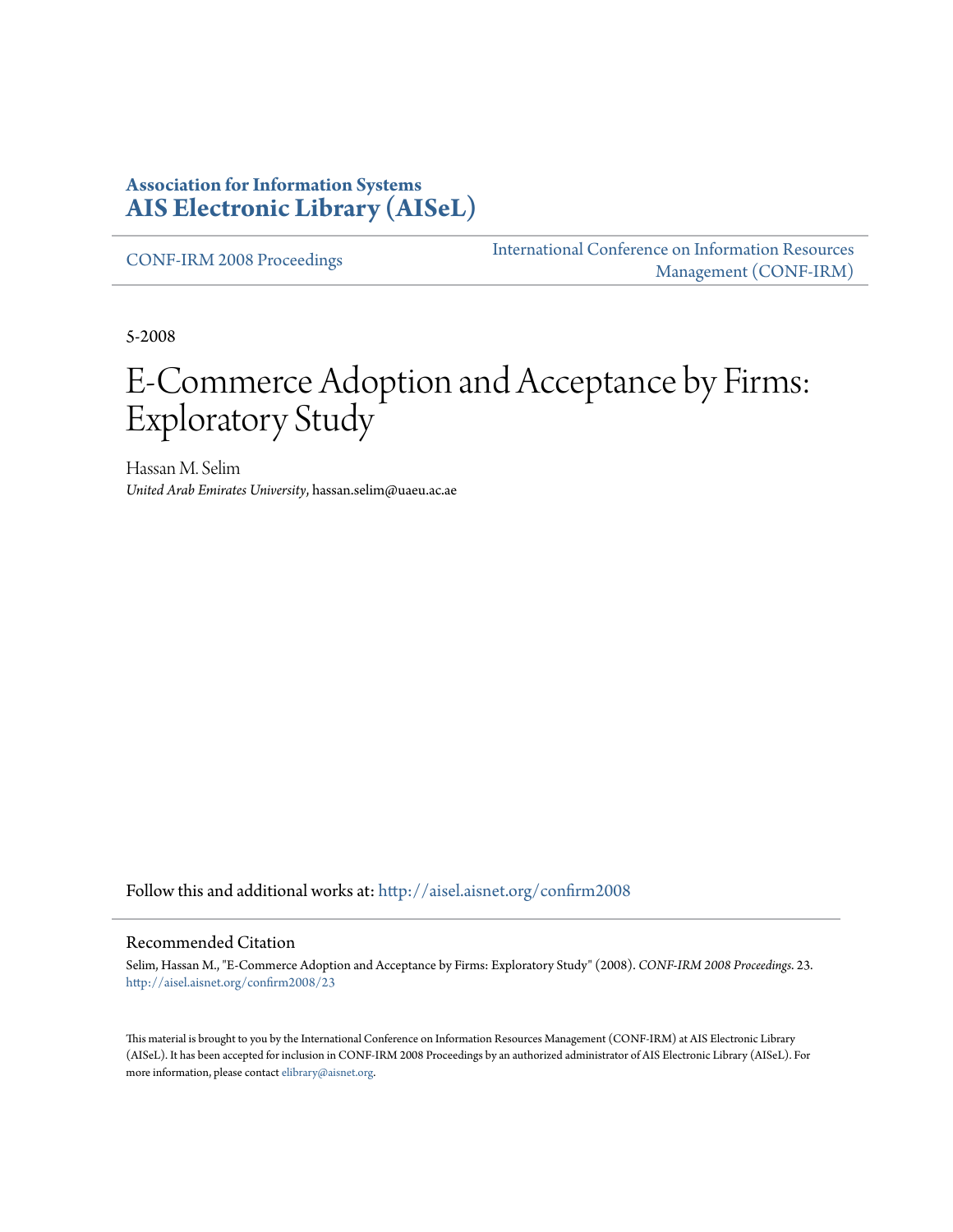**Association for Information Systems**
**AIS Electronic Library (AISeL)**

CONF-IRM 2008 Proceedings

International Conference on Information Resources Management (CONF-IRM)

5-2008

# E-Commerce Adoption and Acceptance by Firms: Exploratory Study

Hassan M. Selim
*United Arab Emirates University*, hassan.selim@uaeu.ac.ae

Follow this and additional works at: http://aisel.aisnet.org/confirm2008

## Recommended Citation

Selim, Hassan M., "E-Commerce Adoption and Acceptance by Firms: Exploratory Study" (2008). *CONF-IRM 2008 Proceedings*. 23.
http://aisel.aisnet.org/confirm2008/23

This material is brought to you by the International Conference on Information Resources Management (CONF-IRM) at AIS Electronic Library (AISeL). It has been accepted for inclusion in CONF-IRM 2008 Proceedings by an authorized administrator of AIS Electronic Library (AISeL). For more information, please contact elibrary@aisnet.org.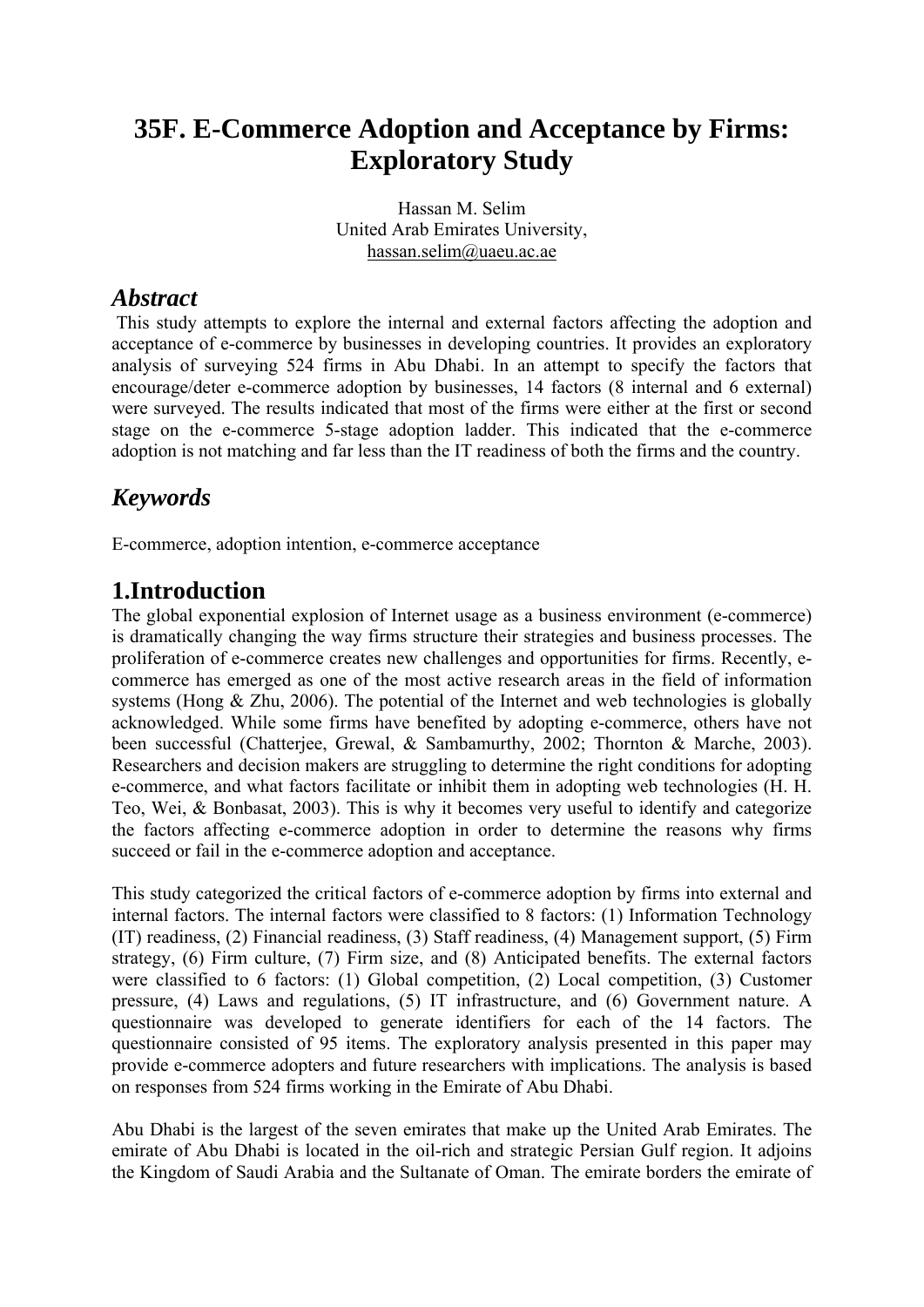# 35F. E-Commerce Adoption and Acceptance by Firms: Exploratory Study

Hassan M. Selim
United Arab Emirates University,
hassan.selim@uaeu.ac.ae

## *Abstract*

This study attempts to explore the internal and external factors affecting the adoption and acceptance of e-commerce by businesses in developing countries. It provides an exploratory analysis of surveying 524 firms in Abu Dhabi. In an attempt to specify the factors that encourage/deter e-commerce adoption by businesses, 14 factors (8 internal and 6 external) were surveyed. The results indicated that most of the firms were either at the first or second stage on the e-commerce 5-stage adoption ladder. This indicated that the e-commerce adoption is not matching and far less than the IT readiness of both the firms and the country.

## *Keywords*

E-commerce, adoption intention, e-commerce acceptance

## 1.Introduction

The global exponential explosion of Internet usage as a business environment (e-commerce) is dramatically changing the way firms structure their strategies and business processes. The proliferation of e-commerce creates new challenges and opportunities for firms. Recently, e-commerce has emerged as one of the most active research areas in the field of information systems (Hong & Zhu, 2006). The potential of the Internet and web technologies is globally acknowledged. While some firms have benefited by adopting e-commerce, others have not been successful (Chatterjee, Grewal, & Sambamurthy, 2002; Thornton & Marche, 2003). Researchers and decision makers are struggling to determine the right conditions for adopting e-commerce, and what factors facilitate or inhibit them in adopting web technologies (H. H. Teo, Wei, & Bonbasat, 2003). This is why it becomes very useful to identify and categorize the factors affecting e-commerce adoption in order to determine the reasons why firms succeed or fail in the e-commerce adoption and acceptance.

This study categorized the critical factors of e-commerce adoption by firms into external and internal factors. The internal factors were classified to 8 factors: (1) Information Technology (IT) readiness, (2) Financial readiness, (3) Staff readiness, (4) Management support, (5) Firm strategy, (6) Firm culture, (7) Firm size, and (8) Anticipated benefits. The external factors were classified to 6 factors: (1) Global competition, (2) Local competition, (3) Customer pressure, (4) Laws and regulations, (5) IT infrastructure, and (6) Government nature. A questionnaire was developed to generate identifiers for each of the 14 factors. The questionnaire consisted of 95 items. The exploratory analysis presented in this paper may provide e-commerce adopters and future researchers with implications. The analysis is based on responses from 524 firms working in the Emirate of Abu Dhabi.

Abu Dhabi is the largest of the seven emirates that make up the United Arab Emirates. The emirate of Abu Dhabi is located in the oil-rich and strategic Persian Gulf region. It adjoins the Kingdom of Saudi Arabia and the Sultanate of Oman. The emirate borders the emirate of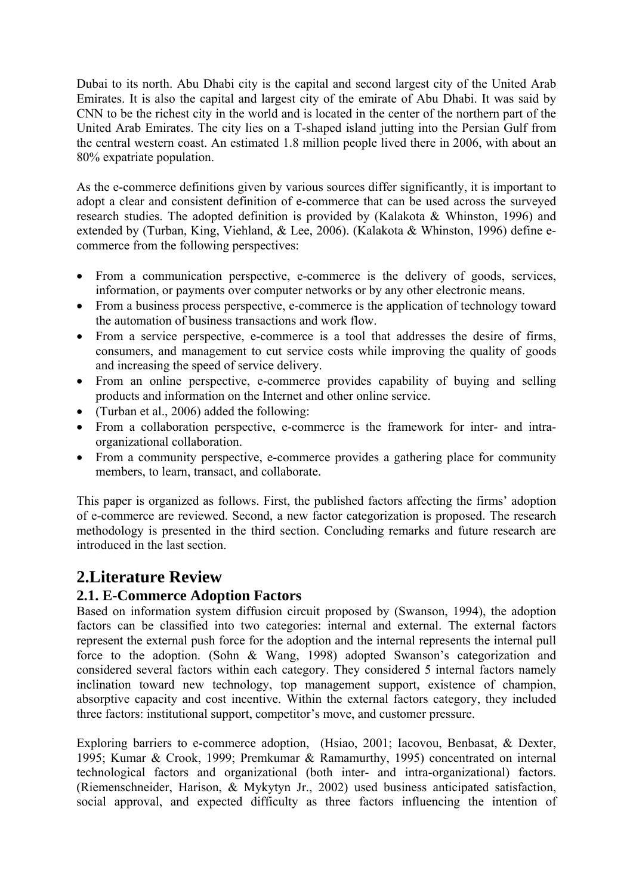Dubai to its north. Abu Dhabi city is the capital and second largest city of the United Arab Emirates. It is also the capital and largest city of the emirate of Abu Dhabi. It was said by CNN to be the richest city in the world and is located in the center of the northern part of the United Arab Emirates. The city lies on a T-shaped island jutting into the Persian Gulf from the central western coast. An estimated 1.8 million people lived there in 2006, with about an 80% expatriate population.

As the e-commerce definitions given by various sources differ significantly, it is important to adopt a clear and consistent definition of e-commerce that can be used across the surveyed research studies. The adopted definition is provided by (Kalakota & Whinston, 1996) and extended by (Turban, King, Viehland, & Lee, 2006). (Kalakota & Whinston, 1996) define e-commerce from the following perspectives:

- From a communication perspective, e-commerce is the delivery of goods, services, information, or payments over computer networks or by any other electronic means.
- From a business process perspective, e-commerce is the application of technology toward the automation of business transactions and work flow.
- From a service perspective, e-commerce is a tool that addresses the desire of firms, consumers, and management to cut service costs while improving the quality of goods and increasing the speed of service delivery.
- From an online perspective, e-commerce provides capability of buying and selling products and information on the Internet and other online service.
- (Turban et al., 2006) added the following:
- From a collaboration perspective, e-commerce is the framework for inter- and intra-organizational collaboration.
- From a community perspective, e-commerce provides a gathering place for community members, to learn, transact, and collaborate.

This paper is organized as follows. First, the published factors affecting the firms' adoption of e-commerce are reviewed. Second, a new factor categorization is proposed. The research methodology is presented in the third section. Concluding remarks and future research are introduced in the last section.

## 2.Literature Review

### 2.1. E-Commerce Adoption Factors

Based on information system diffusion circuit proposed by (Swanson, 1994), the adoption factors can be classified into two categories: internal and external. The external factors represent the external push force for the adoption and the internal represents the internal pull force to the adoption. (Sohn & Wang, 1998) adopted Swanson's categorization and considered several factors within each category. They considered 5 internal factors namely inclination toward new technology, top management support, existence of champion, absorptive capacity and cost incentive. Within the external factors category, they included three factors: institutional support, competitor's move, and customer pressure.

Exploring barriers to e-commerce adoption, (Hsiao, 2001; Iacovou, Benbasat, & Dexter, 1995; Kumar & Crook, 1999; Premkumar & Ramamurthy, 1995) concentrated on internal technological factors and organizational (both inter- and intra-organizational) factors. (Riemenschneider, Harison, & Mykytyn Jr., 2002) used business anticipated satisfaction, social approval, and expected difficulty as three factors influencing the intention of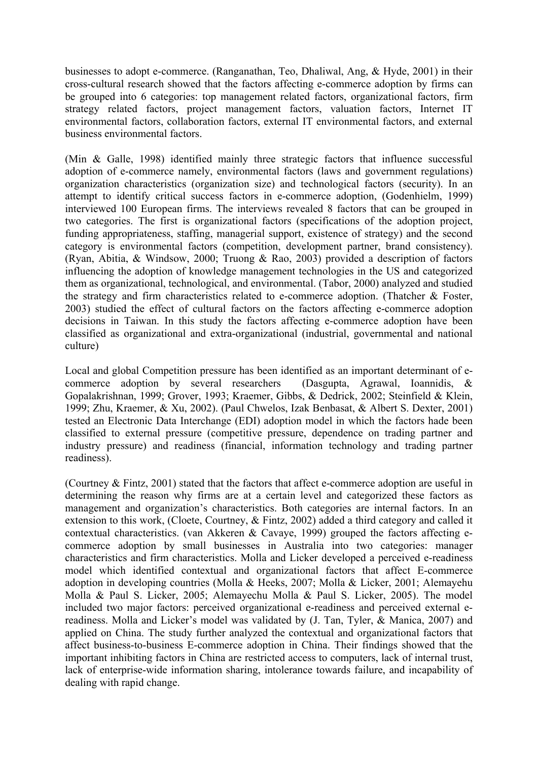businesses to adopt e-commerce. (Ranganathan, Teo, Dhaliwal, Ang, & Hyde, 2001) in their cross-cultural research showed that the factors affecting e-commerce adoption by firms can be grouped into 6 categories: top management related factors, organizational factors, firm strategy related factors, project management factors, valuation factors, Internet IT environmental factors, collaboration factors, external IT environmental factors, and external business environmental factors.

(Min & Galle, 1998) identified mainly three strategic factors that influence successful adoption of e-commerce namely, environmental factors (laws and government regulations) organization characteristics (organization size) and technological factors (security). In an attempt to identify critical success factors in e-commerce adoption, (Godenhielm, 1999) interviewed 100 European firms. The interviews revealed 8 factors that can be grouped in two categories. The first is organizational factors (specifications of the adoption project, funding appropriateness, staffing, managerial support, existence of strategy) and the second category is environmental factors (competition, development partner, brand consistency). (Ryan, Abitia, & Windsow, 2000; Truong & Rao, 2003) provided a description of factors influencing the adoption of knowledge management technologies in the US and categorized them as organizational, technological, and environmental. (Tabor, 2000) analyzed and studied the strategy and firm characteristics related to e-commerce adoption. (Thatcher & Foster, 2003) studied the effect of cultural factors on the factors affecting e-commerce adoption decisions in Taiwan. In this study the factors affecting e-commerce adoption have been classified as organizational and extra-organizational (industrial, governmental and national culture)

Local and global Competition pressure has been identified as an important determinant of e-commerce adoption by several researchers (Dasgupta, Agrawal, Ioannidis, & Gopalakrishnan, 1999; Grover, 1993; Kraemer, Gibbs, & Dedrick, 2002; Steinfield & Klein, 1999; Zhu, Kraemer, & Xu, 2002). (Paul Chwelos, Izak Benbasat, & Albert S. Dexter, 2001) tested an Electronic Data Interchange (EDI) adoption model in which the factors hade been classified to external pressure (competitive pressure, dependence on trading partner and industry pressure) and readiness (financial, information technology and trading partner readiness).

(Courtney & Fintz, 2001) stated that the factors that affect e-commerce adoption are useful in determining the reason why firms are at a certain level and categorized these factors as management and organization's characteristics. Both categories are internal factors. In an extension to this work, (Cloete, Courtney, & Fintz, 2002) added a third category and called it contextual characteristics. (van Akkeren & Cavaye, 1999) grouped the factors affecting e-commerce adoption by small businesses in Australia into two categories: manager characteristics and firm characteristics. Molla and Licker developed a perceived e-readiness model which identified contextual and organizational factors that affect E-commerce adoption in developing countries (Molla & Heeks, 2007; Molla & Licker, 2001; Alemayehu Molla & Paul S. Licker, 2005; Alemayechu Molla & Paul S. Licker, 2005). The model included two major factors: perceived organizational e-readiness and perceived external e-readiness. Molla and Licker's model was validated by (J. Tan, Tyler, & Manica, 2007) and applied on China. The study further analyzed the contextual and organizational factors that affect business-to-business E-commerce adoption in China. Their findings showed that the important inhibiting factors in China are restricted access to computers, lack of internal trust, lack of enterprise-wide information sharing, intolerance towards failure, and incapability of dealing with rapid change.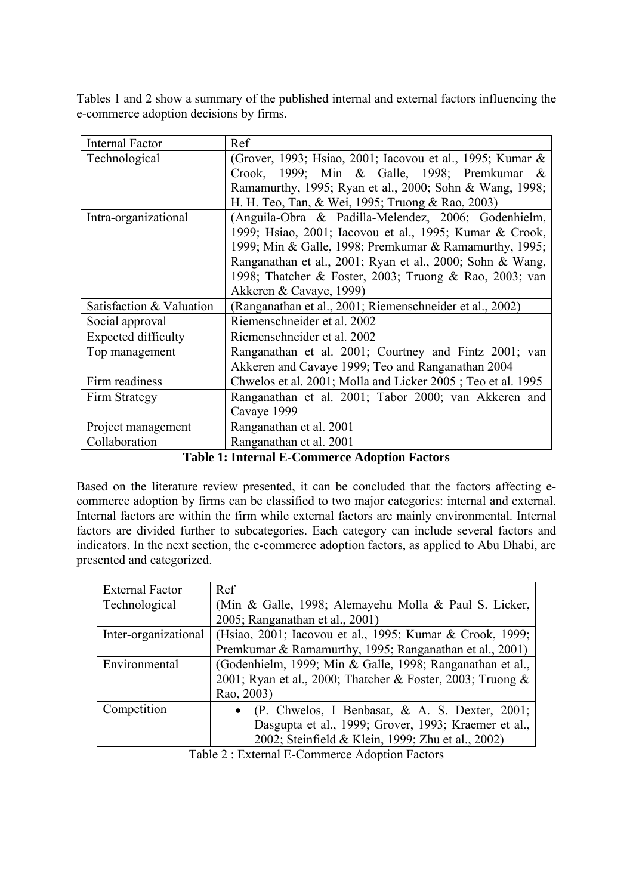Tables 1 and 2 show a summary of the published internal and external factors influencing the e-commerce adoption decisions by firms.

| Internal Factor | Ref |
|---|---|
| Technological | (Grover, 1993; Hsiao, 2001; Iacovou et al., 1995; Kumar & Crook, 1999; Min & Galle, 1998; Premkumar & Ramamurthy, 1995; Ryan et al., 2000; Sohn & Wang, 1998; H. H. Teo, Tan, & Wei, 1995; Truong & Rao, 2003) |
| Intra-organizational | (Anguila-Obra & Padilla-Melendez, 2006; Godenhielm, 1999; Hsiao, 2001; Iacovou et al., 1995; Kumar & Crook, 1999; Min & Galle, 1998; Premkumar & Ramamurthy, 1995; Ranganathan et al., 2001; Ryan et al., 2000; Sohn & Wang, 1998; Thatcher & Foster, 2003; Truong & Rao, 2003; van Akkeren & Cavaye, 1999) |
| Satisfaction & Valuation | (Ranganathan et al., 2001; Riemenschneider et al., 2002) |
| Social approval | Riemenschneider et al. 2002 |
| Expected difficulty | Riemenschneider et al. 2002 |
| Top management | Ranganathan et al. 2001; Courtney and Fintz 2001; van Akkeren and Cavaye 1999; Teo and Ranganathan 2004 |
| Firm readiness | Chwelos et al. 2001; Molla and Licker 2005 ; Teo et al. 1995 |
| Firm Strategy | Ranganathan et al. 2001; Tabor 2000; van Akkeren and Cavaye 1999 |
| Project management | Ranganathan et al. 2001 |
| Collaboration | Ranganathan et al. 2001 |

**Table 1: Internal E-Commerce Adoption Factors**

Based on the literature review presented, it can be concluded that the factors affecting e-commerce adoption by firms can be classified to two major categories: internal and external. Internal factors are within the firm while external factors are mainly environmental. Internal factors are divided further to subcategories. Each category can include several factors and indicators. In the next section, the e-commerce adoption factors, as applied to Abu Dhabi, are presented and categorized.

| External Factor | Ref |
|---|---|
| Technological | (Min & Galle, 1998; Alemayehu Molla & Paul S. Licker, 2005; Ranganathan et al., 2001) |
| Inter-organizational | (Hsiao, 2001; Iacovou et al., 1995; Kumar & Crook, 1999; Premkumar & Ramamurthy, 1995; Ranganathan et al., 2001) |
| Environmental | (Godenhielm, 1999; Min & Galle, 1998; Ranganathan et al., 2001; Ryan et al., 2000; Thatcher & Foster, 2003; Truong & Rao, 2003) |
| Competition | • (P. Chwelos, I Benbasat, & A. S. Dexter, 2001; Dasgupta et al., 1999; Grover, 1993; Kraemer et al., 2002; Steinfield & Klein, 1999; Zhu et al., 2002) |

Table 2 : External E-Commerce Adoption Factors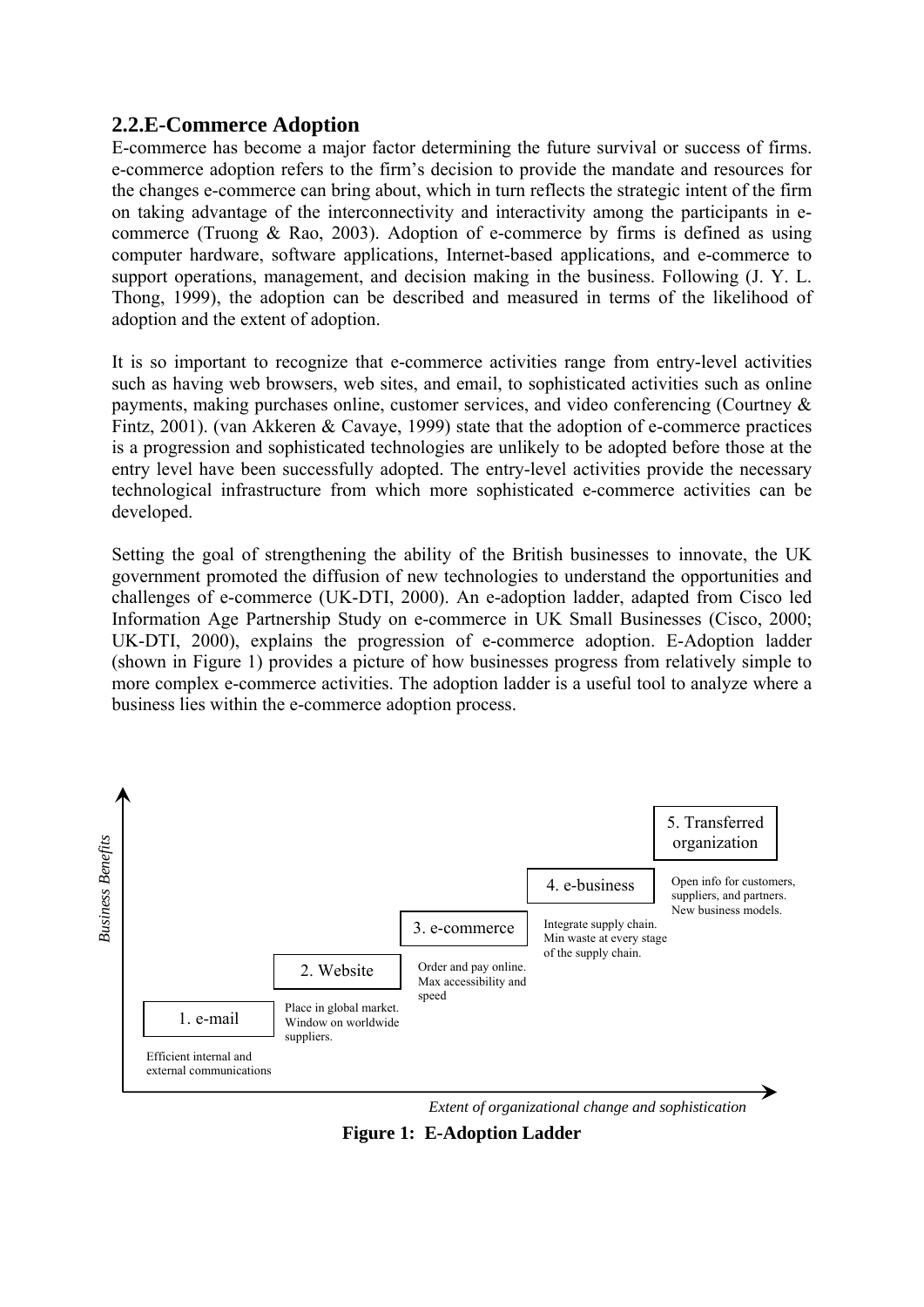## 2.2.E-Commerce Adoption

E-commerce has become a major factor determining the future survival or success of firms. e-commerce adoption refers to the firm's decision to provide the mandate and resources for the changes e-commerce can bring about, which in turn reflects the strategic intent of the firm on taking advantage of the interconnectivity and interactivity among the participants in e-commerce (Truong & Rao, 2003). Adoption of e-commerce by firms is defined as using computer hardware, software applications, Internet-based applications, and e-commerce to support operations, management, and decision making in the business. Following (J. Y. L. Thong, 1999), the adoption can be described and measured in terms of the likelihood of adoption and the extent of adoption.

It is so important to recognize that e-commerce activities range from entry-level activities such as having web browsers, web sites, and email, to sophisticated activities such as online payments, making purchases online, customer services, and video conferencing (Courtney & Fintz, 2001). (van Akkeren & Cavaye, 1999) state that the adoption of e-commerce practices is a progression and sophisticated technologies are unlikely to be adopted before those at the entry level have been successfully adopted. The entry-level activities provide the necessary technological infrastructure from which more sophisticated e-commerce activities can be developed.

Setting the goal of strengthening the ability of the British businesses to innovate, the UK government promoted the diffusion of new technologies to understand the opportunities and challenges of e-commerce (UK-DTI, 2000). An e-adoption ladder, adapted from Cisco led Information Age Partnership Study on e-commerce in UK Small Businesses (Cisco, 2000; UK-DTI, 2000), explains the progression of e-commerce adoption. E-Adoption ladder (shown in Figure 1) provides a picture of how businesses progress from relatively simple to more complex e-commerce activities. The adoption ladder is a useful tool to analyze where a business lies within the e-commerce adoption process.

*Business Benefits*

| Step | Description |
|---|---|
| 1. e-mail | Efficient internal and external communications |
| 2. Website | Place in global market. Window on worldwide suppliers. |
| 3. e-commerce | Order and pay online. Max accessibility and speed |
| 4. e-business | Integrate supply chain. Min waste at every stage of the supply chain. |
| 5. Transferred organization | Open info for customers, suppliers, and partners. New business models. |

*Extent of organizational change and sophistication*

**Figure 1: E-Adoption Ladder**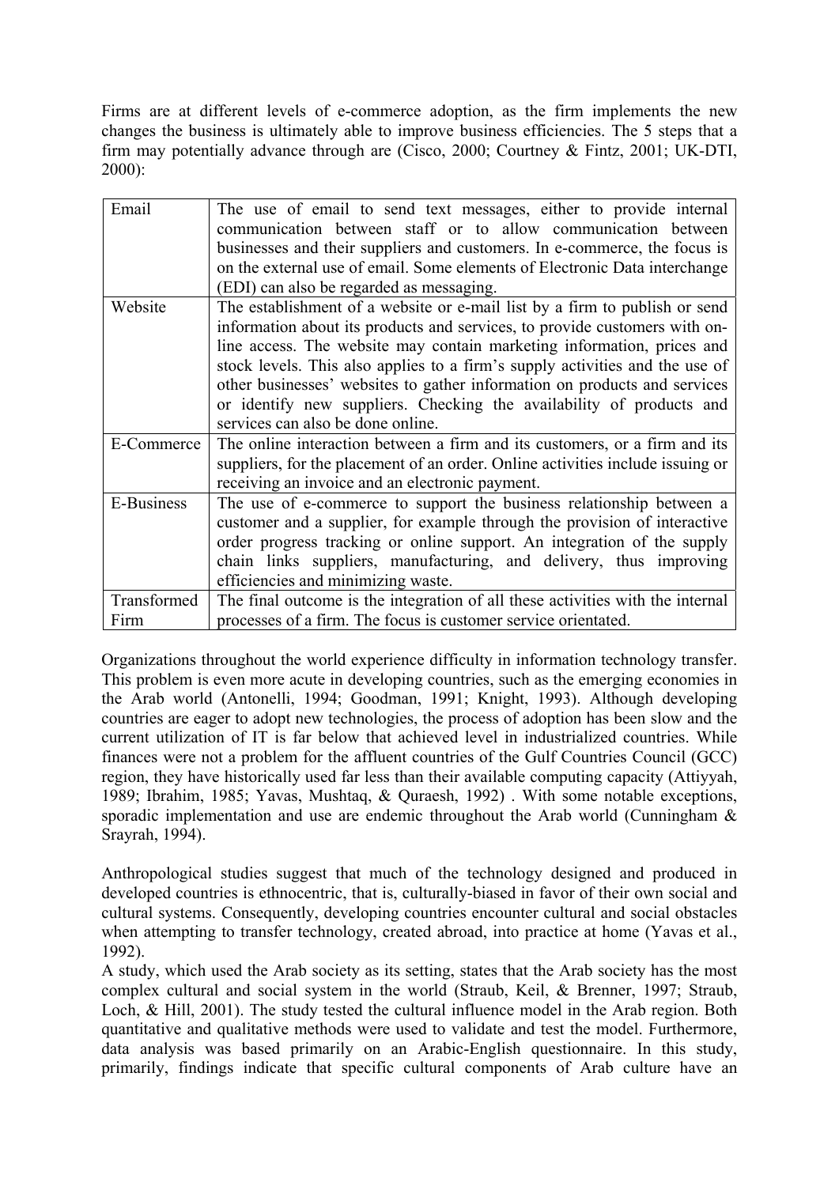Firms are at different levels of e-commerce adoption, as the firm implements the new changes the business is ultimately able to improve business efficiencies. The 5 steps that a firm may potentially advance through are (Cisco, 2000; Courtney & Fintz, 2001; UK-DTI, 2000):

| | |
|---|---|
| Email | The use of email to send text messages, either to provide internal communication between staff or to allow communication between businesses and their suppliers and customers. In e-commerce, the focus is on the external use of email. Some elements of Electronic Data interchange (EDI) can also be regarded as messaging. |
| Website | The establishment of a website or e-mail list by a firm to publish or send information about its products and services, to provide customers with on-line access. The website may contain marketing information, prices and stock levels. This also applies to a firm's supply activities and the use of other businesses' websites to gather information on products and services or identify new suppliers. Checking the availability of products and services can also be done online. |
| E-Commerce | The online interaction between a firm and its customers, or a firm and its suppliers, for the placement of an order. Online activities include issuing or receiving an invoice and an electronic payment. |
| E-Business | The use of e-commerce to support the business relationship between a customer and a supplier, for example through the provision of interactive order progress tracking or online support. An integration of the supply chain links suppliers, manufacturing, and delivery, thus improving efficiencies and minimizing waste. |
| Transformed Firm | The final outcome is the integration of all these activities with the internal processes of a firm. The focus is customer service orientated. |

Organizations throughout the world experience difficulty in information technology transfer. This problem is even more acute in developing countries, such as the emerging economies in the Arab world (Antonelli, 1994; Goodman, 1991; Knight, 1993). Although developing countries are eager to adopt new technologies, the process of adoption has been slow and the current utilization of IT is far below that achieved level in industrialized countries. While finances were not a problem for the affluent countries of the Gulf Countries Council (GCC) region, they have historically used far less than their available computing capacity (Attiyyah, 1989; Ibrahim, 1985; Yavas, Mushtaq, & Quraesh, 1992) . With some notable exceptions, sporadic implementation and use are endemic throughout the Arab world (Cunningham & Srayrah, 1994).

Anthropological studies suggest that much of the technology designed and produced in developed countries is ethnocentric, that is, culturally-biased in favor of their own social and cultural systems. Consequently, developing countries encounter cultural and social obstacles when attempting to transfer technology, created abroad, into practice at home (Yavas et al., 1992).

A study, which used the Arab society as its setting, states that the Arab society has the most complex cultural and social system in the world (Straub, Keil, & Brenner, 1997; Straub, Loch, & Hill, 2001). The study tested the cultural influence model in the Arab region. Both quantitative and qualitative methods were used to validate and test the model. Furthermore, data analysis was based primarily on an Arabic-English questionnaire. In this study, primarily, findings indicate that specific cultural components of Arab culture have an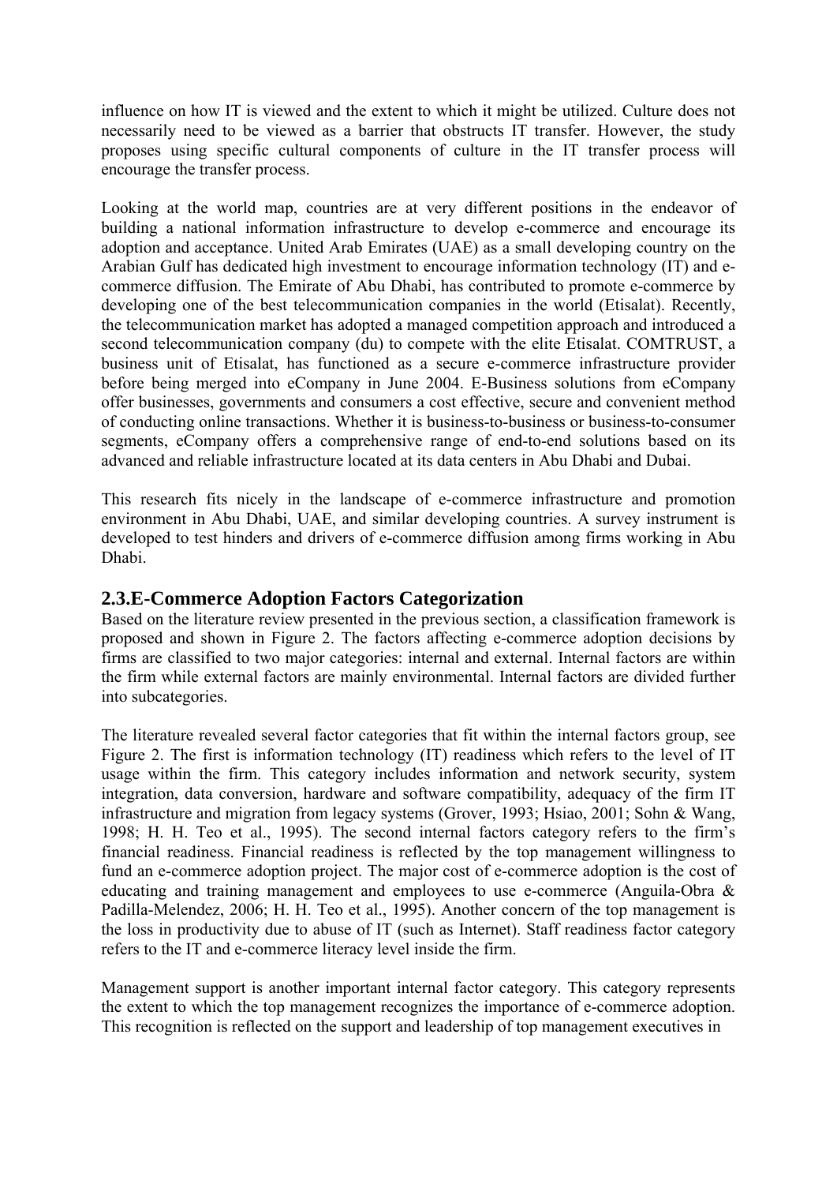influence on how IT is viewed and the extent to which it might be utilized. Culture does not necessarily need to be viewed as a barrier that obstructs IT transfer. However, the study proposes using specific cultural components of culture in the IT transfer process will encourage the transfer process.

Looking at the world map, countries are at very different positions in the endeavor of building a national information infrastructure to develop e-commerce and encourage its adoption and acceptance. United Arab Emirates (UAE) as a small developing country on the Arabian Gulf has dedicated high investment to encourage information technology (IT) and e-commerce diffusion. The Emirate of Abu Dhabi, has contributed to promote e-commerce by developing one of the best telecommunication companies in the world (Etisalat). Recently, the telecommunication market has adopted a managed competition approach and introduced a second telecommunication company (du) to compete with the elite Etisalat. COMTRUST, a business unit of Etisalat, has functioned as a secure e-commerce infrastructure provider before being merged into eCompany in June 2004. E-Business solutions from eCompany offer businesses, governments and consumers a cost effective, secure and convenient method of conducting online transactions. Whether it is business-to-business or business-to-consumer segments, eCompany offers a comprehensive range of end-to-end solutions based on its advanced and reliable infrastructure located at its data centers in Abu Dhabi and Dubai.

This research fits nicely in the landscape of e-commerce infrastructure and promotion environment in Abu Dhabi, UAE, and similar developing countries. A survey instrument is developed to test hinders and drivers of e-commerce diffusion among firms working in Abu Dhabi.

## 2.3.E-Commerce Adoption Factors Categorization

Based on the literature review presented in the previous section, a classification framework is proposed and shown in Figure 2. The factors affecting e-commerce adoption decisions by firms are classified to two major categories: internal and external. Internal factors are within the firm while external factors are mainly environmental. Internal factors are divided further into subcategories.

The literature revealed several factor categories that fit within the internal factors group, see Figure 2. The first is information technology (IT) readiness which refers to the level of IT usage within the firm. This category includes information and network security, system integration, data conversion, hardware and software compatibility, adequacy of the firm IT infrastructure and migration from legacy systems (Grover, 1993; Hsiao, 2001; Sohn & Wang, 1998; H. H. Teo et al., 1995). The second internal factors category refers to the firm's financial readiness. Financial readiness is reflected by the top management willingness to fund an e-commerce adoption project. The major cost of e-commerce adoption is the cost of educating and training management and employees to use e-commerce (Anguila-Obra & Padilla-Melendez, 2006; H. H. Teo et al., 1995). Another concern of the top management is the loss in productivity due to abuse of IT (such as Internet). Staff readiness factor category refers to the IT and e-commerce literacy level inside the firm.

Management support is another important internal factor category. This category represents the extent to which the top management recognizes the importance of e-commerce adoption. This recognition is reflected on the support and leadership of top management executives in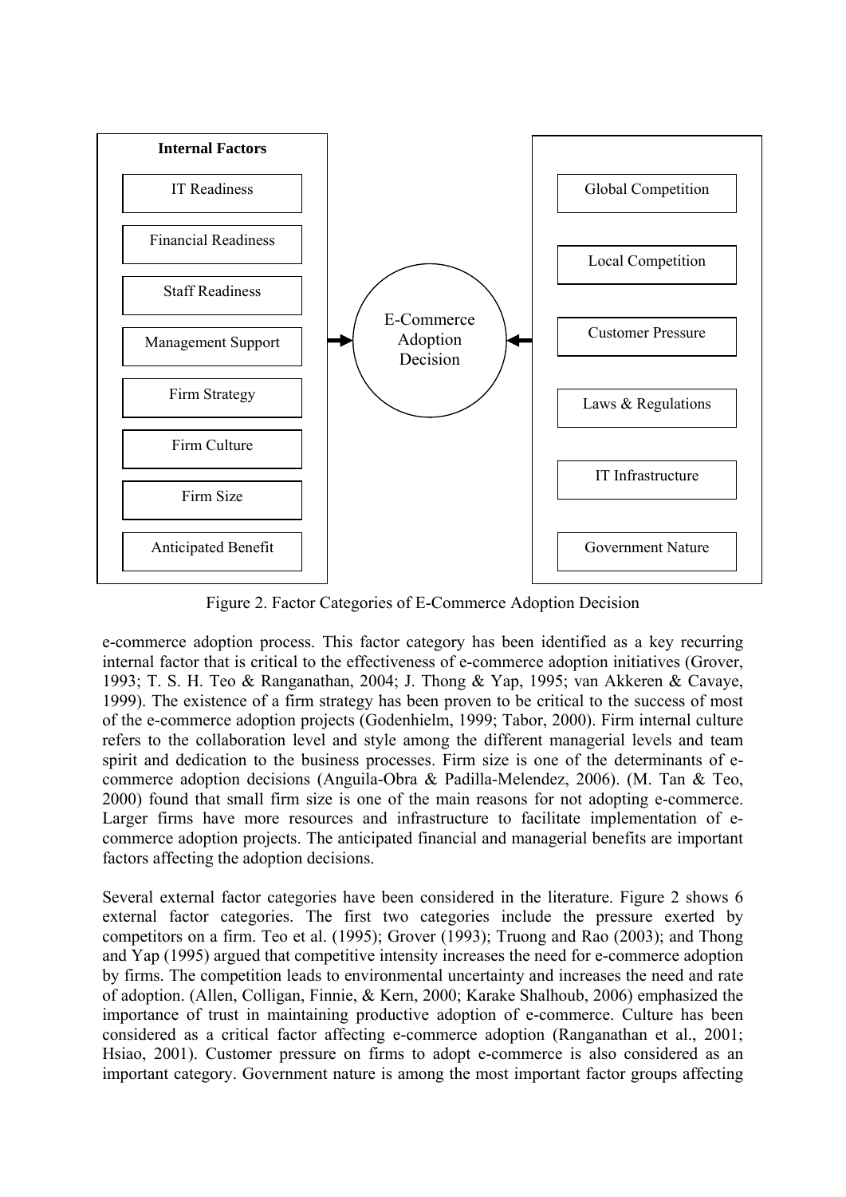| Internal Factors | | External Factors |
|---|---|---|
| IT Readiness | | Global Competition |
| Financial Readiness | | Local Competition |
| Staff Readiness | | Customer Pressure |
| Management Support | → E-Commerce Adoption Decision ← | Laws & Regulations |
| Firm Strategy | | IT Infrastructure |
| Firm Culture | | Government Nature |
| Firm Size | | |
| Anticipated Benefit | | |

Figure 2. Factor Categories of E-Commerce Adoption Decision

e-commerce adoption process. This factor category has been identified as a key recurring internal factor that is critical to the effectiveness of e-commerce adoption initiatives (Grover, 1993; T. S. H. Teo & Ranganathan, 2004; J. Thong & Yap, 1995; van Akkeren & Cavaye, 1999). The existence of a firm strategy has been proven to be critical to the success of most of the e-commerce adoption projects (Godenhielm, 1999; Tabor, 2000). Firm internal culture refers to the collaboration level and style among the different managerial levels and team spirit and dedication to the business processes. Firm size is one of the determinants of e-commerce adoption decisions (Anguila-Obra & Padilla-Melendez, 2006). (M. Tan & Teo, 2000) found that small firm size is one of the main reasons for not adopting e-commerce. Larger firms have more resources and infrastructure to facilitate implementation of e-commerce adoption projects. The anticipated financial and managerial benefits are important factors affecting the adoption decisions.

Several external factor categories have been considered in the literature. Figure 2 shows 6 external factor categories. The first two categories include the pressure exerted by competitors on a firm. Teo et al. (1995); Grover (1993); Truong and Rao (2003); and Thong and Yap (1995) argued that competitive intensity increases the need for e-commerce adoption by firms. The competition leads to environmental uncertainty and increases the need and rate of adoption. (Allen, Colligan, Finnie, & Kern, 2000; Karake Shalhoub, 2006) emphasized the importance of trust in maintaining productive adoption of e-commerce. Culture has been considered as a critical factor affecting e-commerce adoption (Ranganathan et al., 2001; Hsiao, 2001). Customer pressure on firms to adopt e-commerce is also considered as an important category. Government nature is among the most important factor groups affecting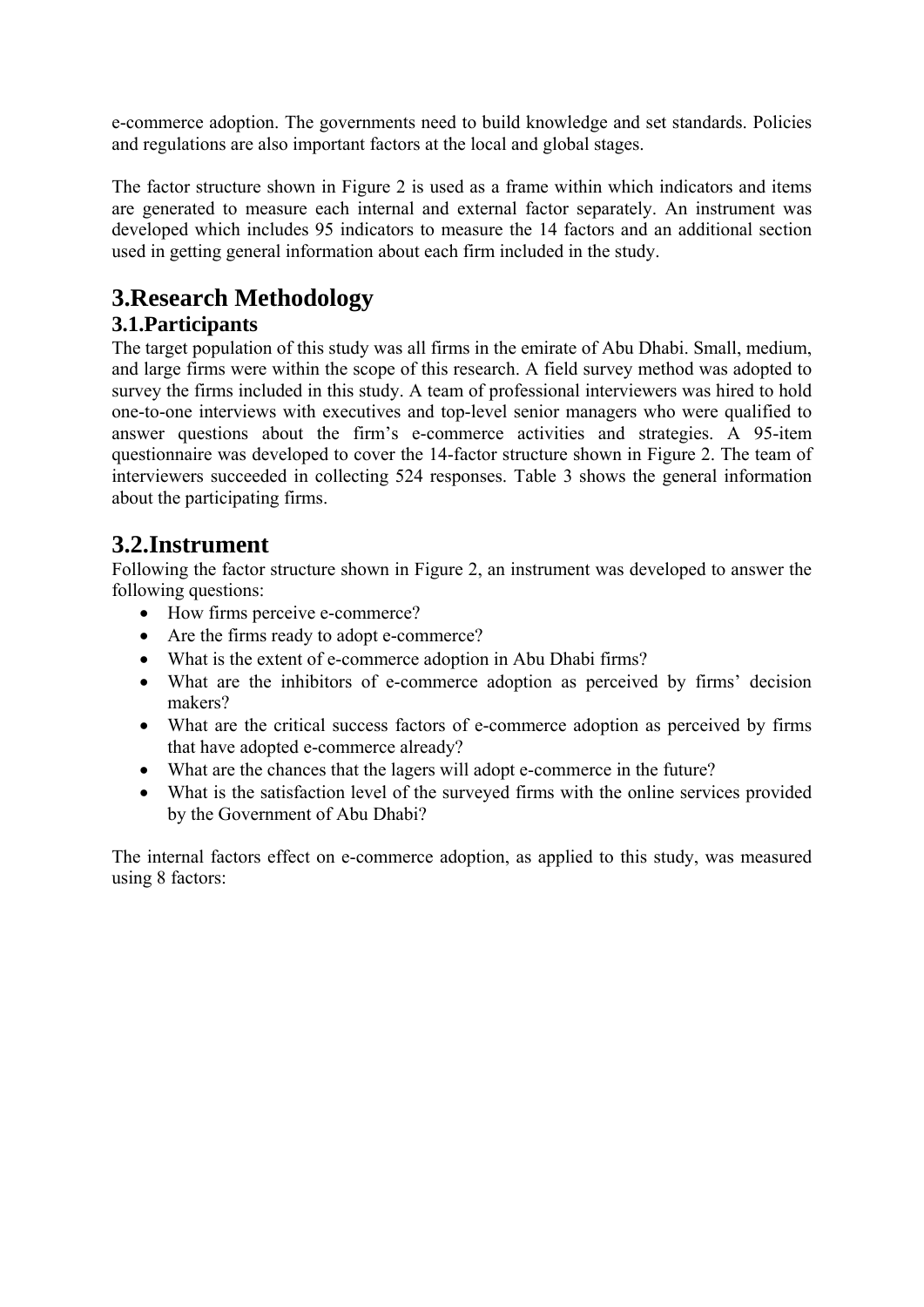e-commerce adoption. The governments need to build knowledge and set standards. Policies and regulations are also important factors at the local and global stages.

The factor structure shown in Figure 2 is used as a frame within which indicators and items are generated to measure each internal and external factor separately. An instrument was developed which includes 95 indicators to measure the 14 factors and an additional section used in getting general information about each firm included in the study.

# 3.Research Methodology

## 3.1.Participants

The target population of this study was all firms in the emirate of Abu Dhabi. Small, medium, and large firms were within the scope of this research. A field survey method was adopted to survey the firms included in this study. A team of professional interviewers was hired to hold one-to-one interviews with executives and top-level senior managers who were qualified to answer questions about the firm's e-commerce activities and strategies. A 95-item questionnaire was developed to cover the 14-factor structure shown in Figure 2. The team of interviewers succeeded in collecting 524 responses. Table 3 shows the general information about the participating firms.

## 3.2.Instrument

Following the factor structure shown in Figure 2, an instrument was developed to answer the following questions:

- How firms perceive e-commerce?
- Are the firms ready to adopt e-commerce?
- What is the extent of e-commerce adoption in Abu Dhabi firms?
- What are the inhibitors of e-commerce adoption as perceived by firms' decision makers?
- What are the critical success factors of e-commerce adoption as perceived by firms that have adopted e-commerce already?
- What are the chances that the lagers will adopt e-commerce in the future?
- What is the satisfaction level of the surveyed firms with the online services provided by the Government of Abu Dhabi?

The internal factors effect on e-commerce adoption, as applied to this study, was measured using 8 factors: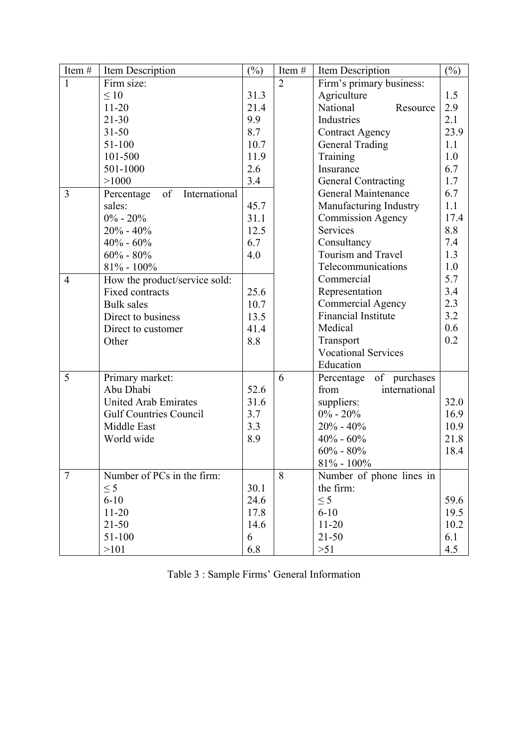| Item # | Item Description | (%) | Item # | Item Description | (%) |
|---|---|---|---|---|---|
| 1 | Firm size: | | 2 | Firm's primary business: | |
| | ≤ 10 | 31.3 | | Agriculture | 1.5 |
| | 11-20 | 21.4 | | National Resource | 2.9 |
| | 21-30 | 9.9 | | Industries | 2.1 |
| | 31-50 | 8.7 | | Contract Agency | 23.9 |
| | 51-100 | 10.7 | | General Trading | 1.1 |
| | 101-500 | 11.9 | | Training | 1.0 |
| | 501-1000 | 2.6 | | Insurance | 6.7 |
| | >1000 | 3.4 | | General Contracting | 1.7 |
| 3 | Percentage of International sales: | | | General Maintenance | 6.7 |
| | | 45.7 | | Manufacturing Industry | 1.1 |
| | 0% - 20% | 31.1 | | Commission Agency | 17.4 |
| | 20% - 40% | 12.5 | | Services | 8.8 |
| | 40% - 60% | 6.7 | | Consultancy | 7.4 |
| | 60% - 80% | 4.0 | | Tourism and Travel | 1.3 |
| | 81% - 100% | | | Telecommunications | 1.0 |
| 4 | How the product/service sold: | | | Commercial | 5.7 |
| | Fixed contracts | 25.6 | | Representation | 3.4 |
| | Bulk sales | 10.7 | | Commercial Agency | 2.3 |
| | Direct to business | 13.5 | | Financial Institute | 3.2 |
| | Direct to customer | 41.4 | | Medical | 0.6 |
| | Other | 8.8 | | Transport | 0.2 |
| | | | | Vocational Services | |
| | | | | Education | |
| 5 | Primary market: | | 6 | Percentage of purchases from international | |
| | Abu Dhabi | 52.6 | | suppliers: | 32.0 |
| | United Arab Emirates | 31.6 | | 0% - 20% | 16.9 |
| | Gulf Countries Council | 3.7 | | 20% - 40% | 10.9 |
| | Middle East | 3.3 | | 40% - 60% | 21.8 |
| | World wide | 8.9 | | 60% - 80% | 18.4 |
| | | | | 81% - 100% | |
| 7 | Number of PCs in the firm: | | 8 | Number of phone lines in the firm: | |
| | ≤ 5 | 30.1 | | ≤ 5 | 59.6 |
| | 6-10 | 24.6 | | 6-10 | 19.5 |
| | 11-20 | 17.8 | | 11-20 | 10.2 |
| | 21-50 | 14.6 | | 21-50 | 6.1 |
| | 51-100 | 6 | | >51 | 4.5 |
| | >101 | 6.8 | | | |

Table 3 : Sample Firms' General Information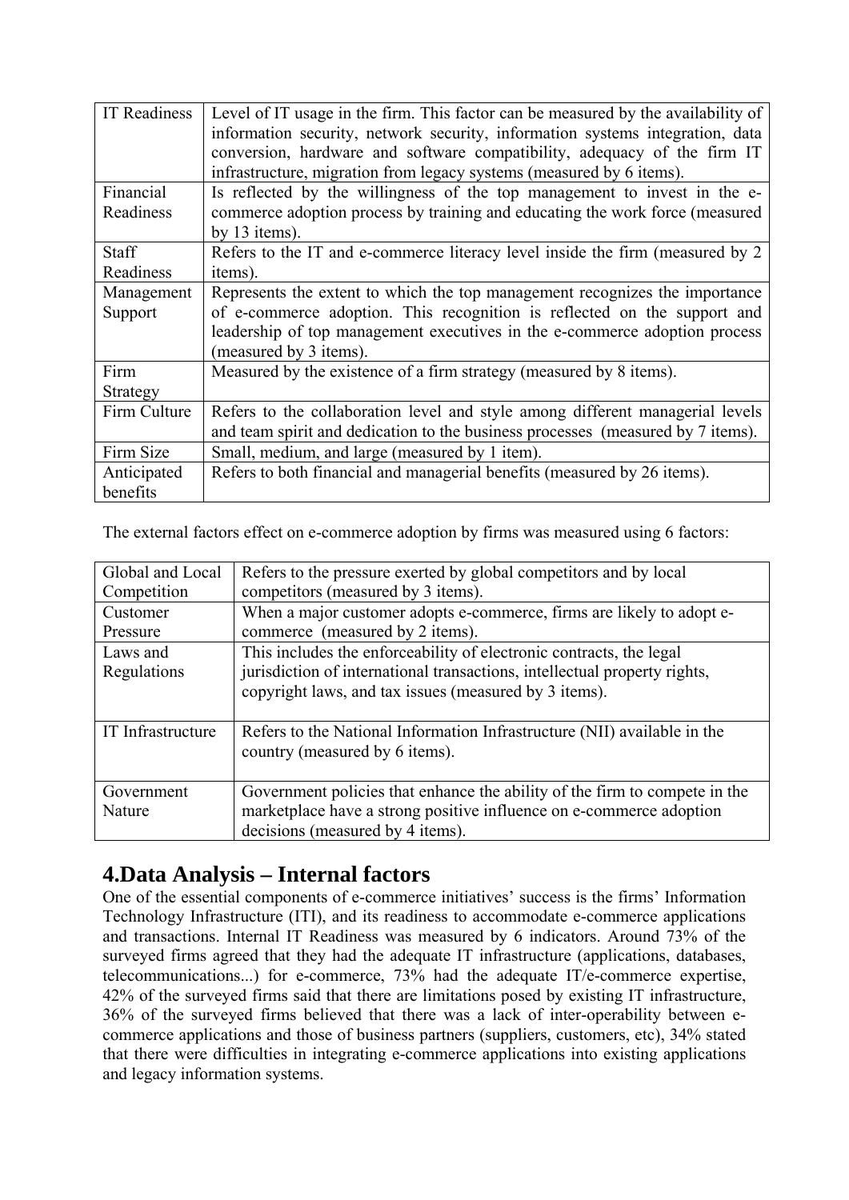| IT Readiness | Level of IT usage in the firm. This factor can be measured by the availability of information security, network security, information systems integration, data conversion, hardware and software compatibility, adequacy of the firm IT infrastructure, migration from legacy systems (measured by 6 items). |
|---|---|
| Financial Readiness | Is reflected by the willingness of the top management to invest in the e-commerce adoption process by training and educating the work force (measured by 13 items). |
| Staff Readiness | Refers to the IT and e-commerce literacy level inside the firm (measured by 2 items). |
| Management Support | Represents the extent to which the top management recognizes the importance of e-commerce adoption. This recognition is reflected on the support and leadership of top management executives in the e-commerce adoption process (measured by 3 items). |
| Firm Strategy | Measured by the existence of a firm strategy (measured by 8 items). |
| Firm Culture | Refers to the collaboration level and style among different managerial levels and team spirit and dedication to the business processes (measured by 7 items). |
| Firm Size | Small, medium, and large (measured by 1 item). |
| Anticipated benefits | Refers to both financial and managerial benefits (measured by 26 items). |

The external factors effect on e-commerce adoption by firms was measured using 6 factors:

| Global and Local Competition | Refers to the pressure exerted by global competitors and by local competitors (measured by 3 items). |
|---|---|
| Customer Pressure | When a major customer adopts e-commerce, firms are likely to adopt e-commerce (measured by 2 items). |
| Laws and Regulations | This includes the enforceability of electronic contracts, the legal jurisdiction of international transactions, intellectual property rights, copyright laws, and tax issues (measured by 3 items). |
| IT Infrastructure | Refers to the National Information Infrastructure (NII) available in the country (measured by 6 items). |
| Government Nature | Government policies that enhance the ability of the firm to compete in the marketplace have a strong positive influence on e-commerce adoption decisions (measured by 4 items). |

## 4.Data Analysis – Internal factors

One of the essential components of e-commerce initiatives' success is the firms' Information Technology Infrastructure (ITI), and its readiness to accommodate e-commerce applications and transactions. Internal IT Readiness was measured by 6 indicators. Around 73% of the surveyed firms agreed that they had the adequate IT infrastructure (applications, databases, telecommunications...) for e-commerce, 73% had the adequate IT/e-commerce expertise, 42% of the surveyed firms said that there are limitations posed by existing IT infrastructure, 36% of the surveyed firms believed that there was a lack of inter-operability between e-commerce applications and those of business partners (suppliers, customers, etc), 34% stated that there were difficulties in integrating e-commerce applications into existing applications and legacy information systems.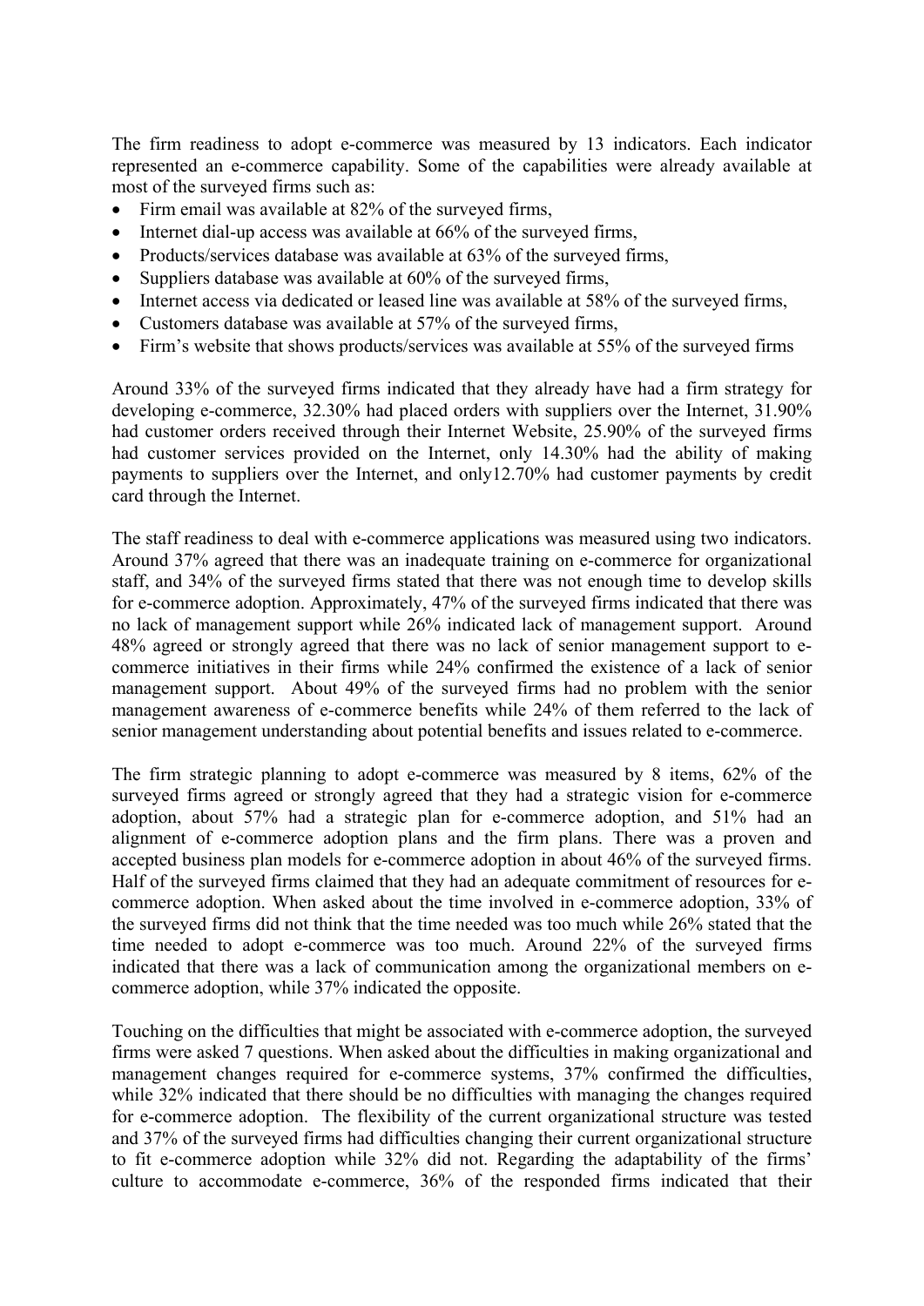The firm readiness to adopt e-commerce was measured by 13 indicators. Each indicator represented an e-commerce capability. Some of the capabilities were already available at most of the surveyed firms such as:

- Firm email was available at 82% of the surveyed firms,
- Internet dial-up access was available at 66% of the surveyed firms,
- Products/services database was available at 63% of the surveyed firms,
- Suppliers database was available at 60% of the surveyed firms,
- Internet access via dedicated or leased line was available at 58% of the surveyed firms,
- Customers database was available at 57% of the surveyed firms,
- Firm's website that shows products/services was available at 55% of the surveyed firms

Around 33% of the surveyed firms indicated that they already have had a firm strategy for developing e-commerce, 32.30% had placed orders with suppliers over the Internet, 31.90% had customer orders received through their Internet Website, 25.90% of the surveyed firms had customer services provided on the Internet, only 14.30% had the ability of making payments to suppliers over the Internet, and only12.70% had customer payments by credit card through the Internet.

The staff readiness to deal with e-commerce applications was measured using two indicators. Around 37% agreed that there was an inadequate training on e-commerce for organizational staff, and 34% of the surveyed firms stated that there was not enough time to develop skills for e-commerce adoption. Approximately, 47% of the surveyed firms indicated that there was no lack of management support while 26% indicated lack of management support. Around 48% agreed or strongly agreed that there was no lack of senior management support to e-commerce initiatives in their firms while 24% confirmed the existence of a lack of senior management support. About 49% of the surveyed firms had no problem with the senior management awareness of e-commerce benefits while 24% of them referred to the lack of senior management understanding about potential benefits and issues related to e-commerce.

The firm strategic planning to adopt e-commerce was measured by 8 items, 62% of the surveyed firms agreed or strongly agreed that they had a strategic vision for e-commerce adoption, about 57% had a strategic plan for e-commerce adoption, and 51% had an alignment of e-commerce adoption plans and the firm plans. There was a proven and accepted business plan models for e-commerce adoption in about 46% of the surveyed firms. Half of the surveyed firms claimed that they had an adequate commitment of resources for e-commerce adoption. When asked about the time involved in e-commerce adoption, 33% of the surveyed firms did not think that the time needed was too much while 26% stated that the time needed to adopt e-commerce was too much. Around 22% of the surveyed firms indicated that there was a lack of communication among the organizational members on e-commerce adoption, while 37% indicated the opposite.

Touching on the difficulties that might be associated with e-commerce adoption, the surveyed firms were asked 7 questions. When asked about the difficulties in making organizational and management changes required for e-commerce systems, 37% confirmed the difficulties, while 32% indicated that there should be no difficulties with managing the changes required for e-commerce adoption. The flexibility of the current organizational structure was tested and 37% of the surveyed firms had difficulties changing their current organizational structure to fit e-commerce adoption while 32% did not. Regarding the adaptability of the firms' culture to accommodate e-commerce, 36% of the responded firms indicated that their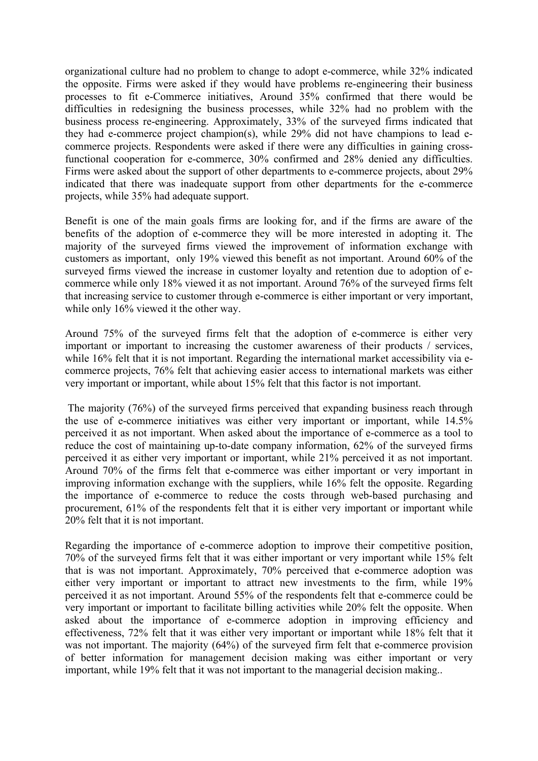organizational culture had no problem to change to adopt e-commerce, while 32% indicated the opposite. Firms were asked if they would have problems re-engineering their business processes to fit e-Commerce initiatives, Around 35% confirmed that there would be difficulties in redesigning the business processes, while 32% had no problem with the business process re-engineering. Approximately, 33% of the surveyed firms indicated that they had e-commerce project champion(s), while 29% did not have champions to lead e-commerce projects. Respondents were asked if there were any difficulties in gaining cross-functional cooperation for e-commerce, 30% confirmed and 28% denied any difficulties. Firms were asked about the support of other departments to e-commerce projects, about 29% indicated that there was inadequate support from other departments for the e-commerce projects, while 35% had adequate support.

Benefit is one of the main goals firms are looking for, and if the firms are aware of the benefits of the adoption of e-commerce they will be more interested in adopting it. The majority of the surveyed firms viewed the improvement of information exchange with customers as important, only 19% viewed this benefit as not important. Around 60% of the surveyed firms viewed the increase in customer loyalty and retention due to adoption of e-commerce while only 18% viewed it as not important. Around 76% of the surveyed firms felt that increasing service to customer through e-commerce is either important or very important, while only 16% viewed it the other way.

Around 75% of the surveyed firms felt that the adoption of e-commerce is either very important or important to increasing the customer awareness of their products / services, while 16% felt that it is not important. Regarding the international market accessibility via e-commerce projects, 76% felt that achieving easier access to international markets was either very important or important, while about 15% felt that this factor is not important.

The majority (76%) of the surveyed firms perceived that expanding business reach through the use of e-commerce initiatives was either very important or important, while 14.5% perceived it as not important. When asked about the importance of e-commerce as a tool to reduce the cost of maintaining up-to-date company information, 62% of the surveyed firms perceived it as either very important or important, while 21% perceived it as not important. Around 70% of the firms felt that e-commerce was either important or very important in improving information exchange with the suppliers, while 16% felt the opposite. Regarding the importance of e-commerce to reduce the costs through web-based purchasing and procurement, 61% of the respondents felt that it is either very important or important while 20% felt that it is not important.

Regarding the importance of e-commerce adoption to improve their competitive position, 70% of the surveyed firms felt that it was either important or very important while 15% felt that is was not important. Approximately, 70% perceived that e-commerce adoption was either very important or important to attract new investments to the firm, while 19% perceived it as not important. Around 55% of the respondents felt that e-commerce could be very important or important to facilitate billing activities while 20% felt the opposite. When asked about the importance of e-commerce adoption in improving efficiency and effectiveness, 72% felt that it was either very important or important while 18% felt that it was not important. The majority (64%) of the surveyed firm felt that e-commerce provision of better information for management decision making was either important or very important, while 19% felt that it was not important to the managerial decision making..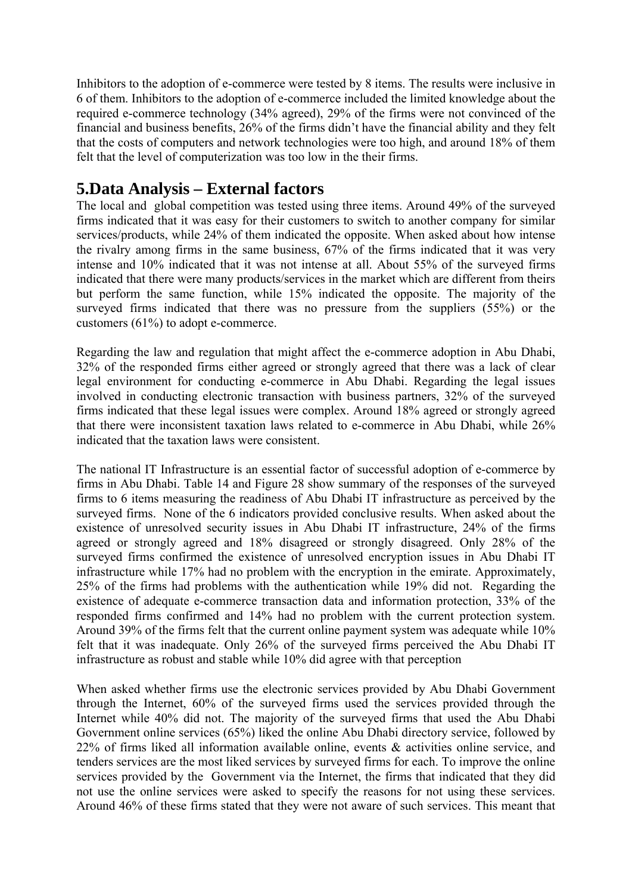Inhibitors to the adoption of e-commerce were tested by 8 items. The results were inclusive in 6 of them. Inhibitors to the adoption of e-commerce included the limited knowledge about the required e-commerce technology (34% agreed), 29% of the firms were not convinced of the financial and business benefits, 26% of the firms didn't have the financial ability and they felt that the costs of computers and network technologies were too high, and around 18% of them felt that the level of computerization was too low in the their firms.

## 5.Data Analysis – External factors

The local and global competition was tested using three items. Around 49% of the surveyed firms indicated that it was easy for their customers to switch to another company for similar services/products, while 24% of them indicated the opposite. When asked about how intense the rivalry among firms in the same business, 67% of the firms indicated that it was very intense and 10% indicated that it was not intense at all. About 55% of the surveyed firms indicated that there were many products/services in the market which are different from theirs but perform the same function, while 15% indicated the opposite. The majority of the surveyed firms indicated that there was no pressure from the suppliers (55%) or the customers (61%) to adopt e-commerce.

Regarding the law and regulation that might affect the e-commerce adoption in Abu Dhabi, 32% of the responded firms either agreed or strongly agreed that there was a lack of clear legal environment for conducting e-commerce in Abu Dhabi. Regarding the legal issues involved in conducting electronic transaction with business partners, 32% of the surveyed firms indicated that these legal issues were complex. Around 18% agreed or strongly agreed that there were inconsistent taxation laws related to e-commerce in Abu Dhabi, while 26% indicated that the taxation laws were consistent.

The national IT Infrastructure is an essential factor of successful adoption of e-commerce by firms in Abu Dhabi. Table 14 and Figure 28 show summary of the responses of the surveyed firms to 6 items measuring the readiness of Abu Dhabi IT infrastructure as perceived by the surveyed firms. None of the 6 indicators provided conclusive results. When asked about the existence of unresolved security issues in Abu Dhabi IT infrastructure, 24% of the firms agreed or strongly agreed and 18% disagreed or strongly disagreed. Only 28% of the surveyed firms confirmed the existence of unresolved encryption issues in Abu Dhabi IT infrastructure while 17% had no problem with the encryption in the emirate. Approximately, 25% of the firms had problems with the authentication while 19% did not. Regarding the existence of adequate e-commerce transaction data and information protection, 33% of the responded firms confirmed and 14% had no problem with the current protection system. Around 39% of the firms felt that the current online payment system was adequate while 10% felt that it was inadequate. Only 26% of the surveyed firms perceived the Abu Dhabi IT infrastructure as robust and stable while 10% did agree with that perception

When asked whether firms use the electronic services provided by Abu Dhabi Government through the Internet, 60% of the surveyed firms used the services provided through the Internet while 40% did not. The majority of the surveyed firms that used the Abu Dhabi Government online services (65%) liked the online Abu Dhabi directory service, followed by 22% of firms liked all information available online, events & activities online service, and tenders services are the most liked services by surveyed firms for each. To improve the online services provided by the Government via the Internet, the firms that indicated that they did not use the online services were asked to specify the reasons for not using these services. Around 46% of these firms stated that they were not aware of such services. This meant that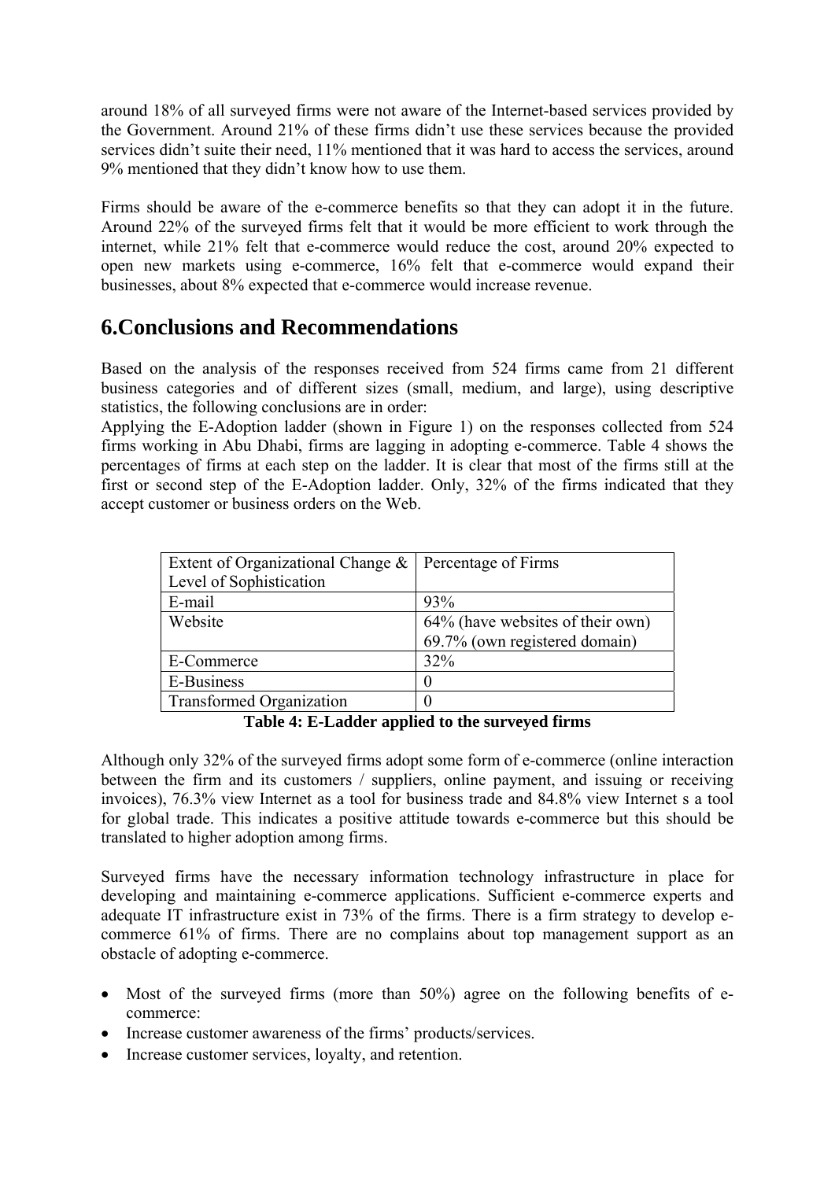around 18% of all surveyed firms were not aware of the Internet-based services provided by the Government. Around 21% of these firms didn't use these services because the provided services didn't suite their need, 11% mentioned that it was hard to access the services, around 9% mentioned that they didn't know how to use them.

Firms should be aware of the e-commerce benefits so that they can adopt it in the future. Around 22% of the surveyed firms felt that it would be more efficient to work through the internet, while 21% felt that e-commerce would reduce the cost, around 20% expected to open new markets using e-commerce, 16% felt that e-commerce would expand their businesses, about 8% expected that e-commerce would increase revenue.

# 6.Conclusions and Recommendations

Based on the analysis of the responses received from 524 firms came from 21 different business categories and of different sizes (small, medium, and large), using descriptive statistics, the following conclusions are in order:
Applying the E-Adoption ladder (shown in Figure 1) on the responses collected from 524 firms working in Abu Dhabi, firms are lagging in adopting e-commerce. Table 4 shows the percentages of firms at each step on the ladder. It is clear that most of the firms still at the first or second step of the E-Adoption ladder. Only, 32% of the firms indicated that they accept customer or business orders on the Web.

| Extent of Organizational Change & Level of Sophistication | Percentage of Firms |
|---|---|
| E-mail | 93% |
| Website | 64% (have websites of their own)<br>69.7% (own registered domain) |
| E-Commerce | 32% |
| E-Business | 0 |
| Transformed Organization | 0 |

**Table 4: E-Ladder applied to the surveyed firms**

Although only 32% of the surveyed firms adopt some form of e-commerce (online interaction between the firm and its customers / suppliers, online payment, and issuing or receiving invoices), 76.3% view Internet as a tool for business trade and 84.8% view Internet s a tool for global trade. This indicates a positive attitude towards e-commerce but this should be translated to higher adoption among firms.

Surveyed firms have the necessary information technology infrastructure in place for developing and maintaining e-commerce applications. Sufficient e-commerce experts and adequate IT infrastructure exist in 73% of the firms. There is a firm strategy to develop e-commerce 61% of firms. There are no complains about top management support as an obstacle of adopting e-commerce.

- Most of the surveyed firms (more than 50%) agree on the following benefits of e-commerce:
- Increase customer awareness of the firms' products/services.
- Increase customer services, loyalty, and retention.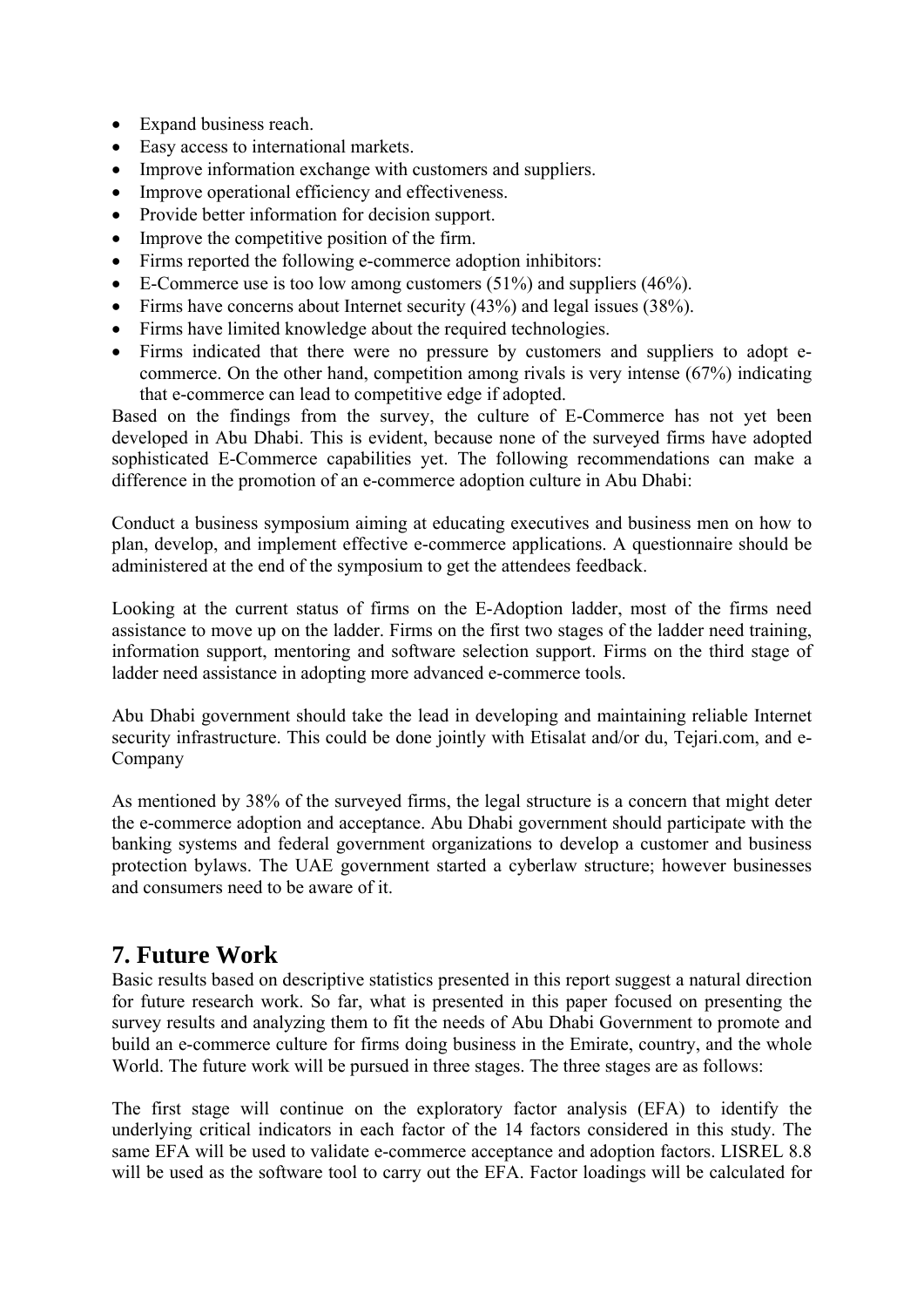- Expand business reach.
- Easy access to international markets.
- Improve information exchange with customers and suppliers.
- Improve operational efficiency and effectiveness.
- Provide better information for decision support.
- Improve the competitive position of the firm.
- Firms reported the following e-commerce adoption inhibitors:
- E-Commerce use is too low among customers (51%) and suppliers (46%).
- Firms have concerns about Internet security (43%) and legal issues (38%).
- Firms have limited knowledge about the required technologies.
- Firms indicated that there were no pressure by customers and suppliers to adopt e-commerce. On the other hand, competition among rivals is very intense (67%) indicating that e-commerce can lead to competitive edge if adopted.

Based on the findings from the survey, the culture of E-Commerce has not yet been developed in Abu Dhabi. This is evident, because none of the surveyed firms have adopted sophisticated E-Commerce capabilities yet. The following recommendations can make a difference in the promotion of an e-commerce adoption culture in Abu Dhabi:

Conduct a business symposium aiming at educating executives and business men on how to plan, develop, and implement effective e-commerce applications. A questionnaire should be administered at the end of the symposium to get the attendees feedback.

Looking at the current status of firms on the E-Adoption ladder, most of the firms need assistance to move up on the ladder. Firms on the first two stages of the ladder need training, information support, mentoring and software selection support. Firms on the third stage of ladder need assistance in adopting more advanced e-commerce tools.

Abu Dhabi government should take the lead in developing and maintaining reliable Internet security infrastructure. This could be done jointly with Etisalat and/or du, Tejari.com, and e-Company

As mentioned by 38% of the surveyed firms, the legal structure is a concern that might deter the e-commerce adoption and acceptance. Abu Dhabi government should participate with the banking systems and federal government organizations to develop a customer and business protection bylaws. The UAE government started a cyberlaw structure; however businesses and consumers need to be aware of it.

## 7. Future Work

Basic results based on descriptive statistics presented in this report suggest a natural direction for future research work. So far, what is presented in this paper focused on presenting the survey results and analyzing them to fit the needs of Abu Dhabi Government to promote and build an e-commerce culture for firms doing business in the Emirate, country, and the whole World. The future work will be pursued in three stages. The three stages are as follows:

The first stage will continue on the exploratory factor analysis (EFA) to identify the underlying critical indicators in each factor of the 14 factors considered in this study. The same EFA will be used to validate e-commerce acceptance and adoption factors. LISREL 8.8 will be used as the software tool to carry out the EFA. Factor loadings will be calculated for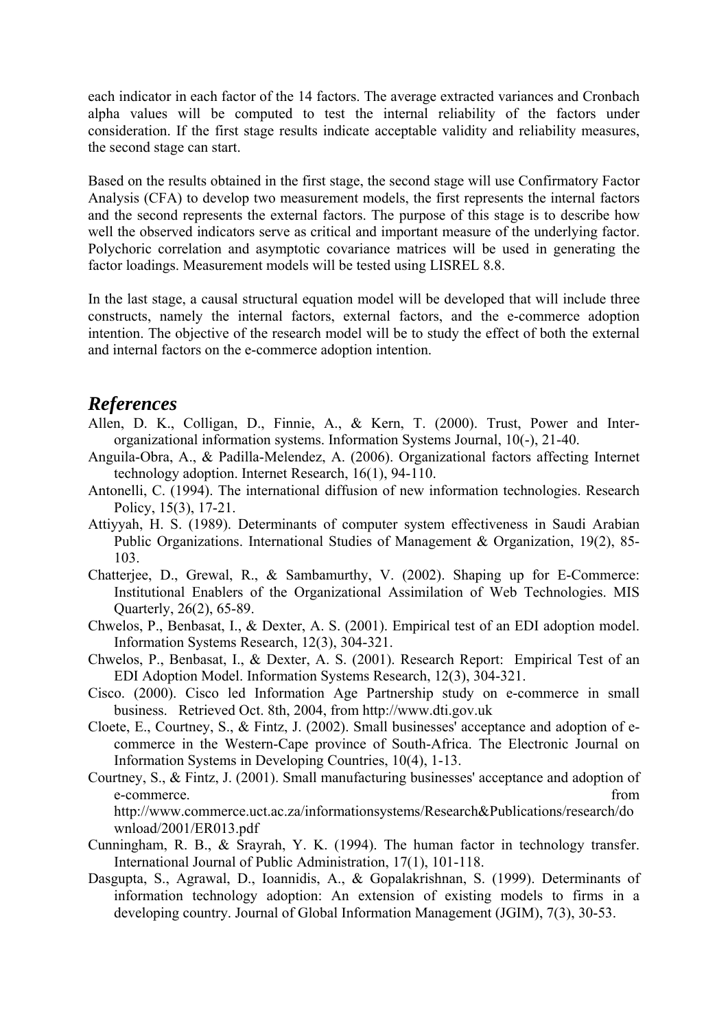each indicator in each factor of the 14 factors. The average extracted variances and Cronbach alpha values will be computed to test the internal reliability of the factors under consideration. If the first stage results indicate acceptable validity and reliability measures, the second stage can start.

Based on the results obtained in the first stage, the second stage will use Confirmatory Factor Analysis (CFA) to develop two measurement models, the first represents the internal factors and the second represents the external factors. The purpose of this stage is to describe how well the observed indicators serve as critical and important measure of the underlying factor. Polychoric correlation and asymptotic covariance matrices will be used in generating the factor loadings. Measurement models will be tested using LISREL 8.8.

In the last stage, a causal structural equation model will be developed that will include three constructs, namely the internal factors, external factors, and the e-commerce adoption intention. The objective of the research model will be to study the effect of both the external and internal factors on the e-commerce adoption intention.

## *References*

Allen, D. K., Colligan, D., Finnie, A., & Kern, T. (2000). Trust, Power and Inter-organizational information systems. Information Systems Journal, 10(-), 21-40.

Anguila-Obra, A., & Padilla-Melendez, A. (2006). Organizational factors affecting Internet technology adoption. Internet Research, 16(1), 94-110.

Antonelli, C. (1994). The international diffusion of new information technologies. Research Policy, 15(3), 17-21.

Attiyyah, H. S. (1989). Determinants of computer system effectiveness in Saudi Arabian Public Organizations. International Studies of Management & Organization, 19(2), 85-103.

Chatterjee, D., Grewal, R., & Sambamurthy, V. (2002). Shaping up for E-Commerce: Institutional Enablers of the Organizational Assimilation of Web Technologies. MIS Quarterly, 26(2), 65-89.

Chwelos, P., Benbasat, I., & Dexter, A. S. (2001). Empirical test of an EDI adoption model. Information Systems Research, 12(3), 304-321.

Chwelos, P., Benbasat, I., & Dexter, A. S. (2001). Research Report: Empirical Test of an EDI Adoption Model. Information Systems Research, 12(3), 304-321.

Cisco. (2000). Cisco led Information Age Partnership study on e-commerce in small business. Retrieved Oct. 8th, 2004, from http://www.dti.gov.uk

Cloete, E., Courtney, S., & Fintz, J. (2002). Small businesses' acceptance and adoption of e-commerce in the Western-Cape province of South-Africa. The Electronic Journal on Information Systems in Developing Countries, 10(4), 1-13.

Courtney, S., & Fintz, J. (2001). Small manufacturing businesses' acceptance and adoption of e-commerce. from http://www.commerce.uct.ac.za/informationsystems/Research&Publications/research/download/2001/ER013.pdf

Cunningham, R. B., & Srayrah, Y. K. (1994). The human factor in technology transfer. International Journal of Public Administration, 17(1), 101-118.

Dasgupta, S., Agrawal, D., Ioannidis, A., & Gopalakrishnan, S. (1999). Determinants of information technology adoption: An extension of existing models to firms in a developing country. Journal of Global Information Management (JGIM), 7(3), 30-53.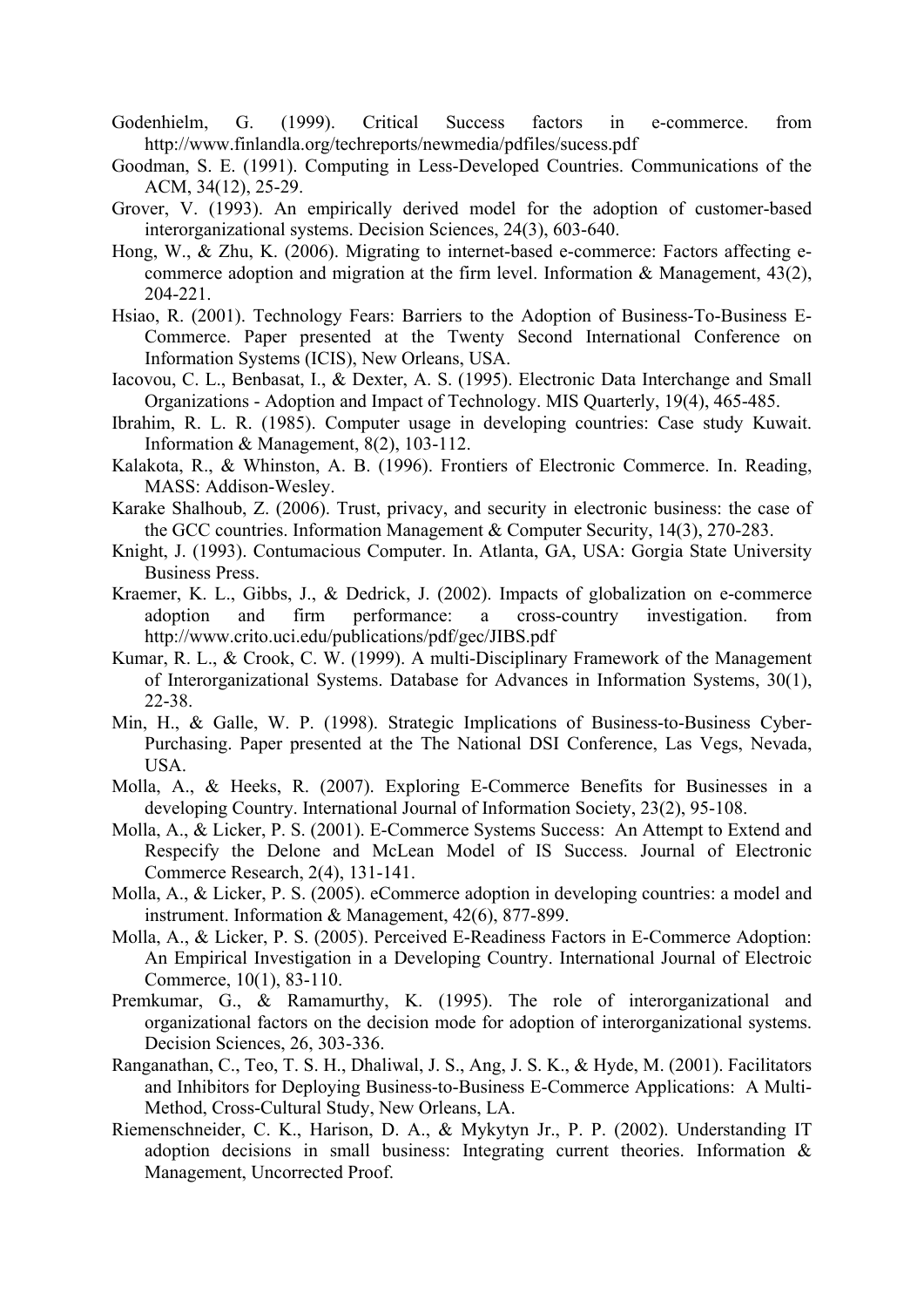Godenhielm, G. (1999). Critical Success factors in e-commerce. from http://www.finlandla.org/techreports/newmedia/pdfiles/sucess.pdf

Goodman, S. E. (1991). Computing in Less-Developed Countries. Communications of the ACM, 34(12), 25-29.

Grover, V. (1993). An empirically derived model for the adoption of customer-based interorganizational systems. Decision Sciences, 24(3), 603-640.

Hong, W., & Zhu, K. (2006). Migrating to internet-based e-commerce: Factors affecting e-commerce adoption and migration at the firm level. Information & Management, 43(2), 204-221.

Hsiao, R. (2001). Technology Fears: Barriers to the Adoption of Business-To-Business E-Commerce. Paper presented at the Twenty Second International Conference on Information Systems (ICIS), New Orleans, USA.

Iacovou, C. L., Benbasat, I., & Dexter, A. S. (1995). Electronic Data Interchange and Small Organizations - Adoption and Impact of Technology. MIS Quarterly, 19(4), 465-485.

Ibrahim, R. L. R. (1985). Computer usage in developing countries: Case study Kuwait. Information & Management, 8(2), 103-112.

Kalakota, R., & Whinston, A. B. (1996). Frontiers of Electronic Commerce. In. Reading, MASS: Addison-Wesley.

Karake Shalhoub, Z. (2006). Trust, privacy, and security in electronic business: the case of the GCC countries. Information Management & Computer Security, 14(3), 270-283.

Knight, J. (1993). Contumacious Computer. In. Atlanta, GA, USA: Gorgia State University Business Press.

Kraemer, K. L., Gibbs, J., & Dedrick, J. (2002). Impacts of globalization on e-commerce adoption and firm performance: a cross-country investigation. from http://www.crito.uci.edu/publications/pdf/gec/JIBS.pdf

Kumar, R. L., & Crook, C. W. (1999). A multi-Disciplinary Framework of the Management of Interorganizational Systems. Database for Advances in Information Systems, 30(1), 22-38.

Min, H., & Galle, W. P. (1998). Strategic Implications of Business-to-Business Cyber-Purchasing. Paper presented at the The National DSI Conference, Las Vegs, Nevada, USA.

Molla, A., & Heeks, R. (2007). Exploring E-Commerce Benefits for Businesses in a developing Country. International Journal of Information Society, 23(2), 95-108.

Molla, A., & Licker, P. S. (2001). E-Commerce Systems Success: An Attempt to Extend and Respecify the Delone and McLean Model of IS Success. Journal of Electronic Commerce Research, 2(4), 131-141.

Molla, A., & Licker, P. S. (2005). eCommerce adoption in developing countries: a model and instrument. Information & Management, 42(6), 877-899.

Molla, A., & Licker, P. S. (2005). Perceived E-Readiness Factors in E-Commerce Adoption: An Empirical Investigation in a Developing Country. International Journal of Electroic Commerce, 10(1), 83-110.

Premkumar, G., & Ramamurthy, K. (1995). The role of interorganizational and organizational factors on the decision mode for adoption of interorganizational systems. Decision Sciences, 26, 303-336.

Ranganathan, C., Teo, T. S. H., Dhaliwal, J. S., Ang, J. S. K., & Hyde, M. (2001). Facilitators and Inhibitors for Deploying Business-to-Business E-Commerce Applications: A Multi-Method, Cross-Cultural Study, New Orleans, LA.

Riemenschneider, C. K., Harison, D. A., & Mykytyn Jr., P. P. (2002). Understanding IT adoption decisions in small business: Integrating current theories. Information & Management, Uncorrected Proof.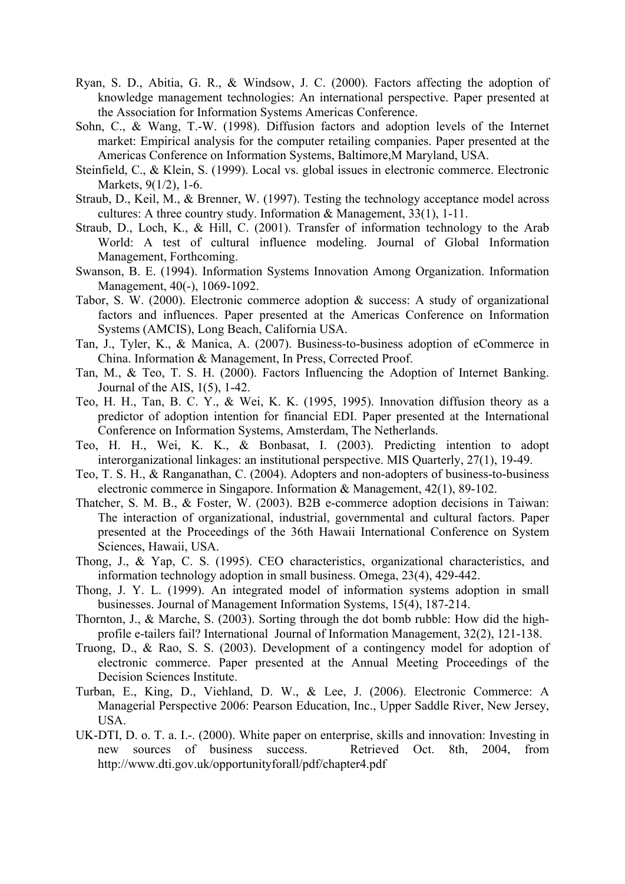Ryan, S. D., Abitia, G. R., & Windsow, J. C. (2000). Factors affecting the adoption of knowledge management technologies: An international perspective. Paper presented at the Association for Information Systems Americas Conference.

Sohn, C., & Wang, T.-W. (1998). Diffusion factors and adoption levels of the Internet market: Empirical analysis for the computer retailing companies. Paper presented at the Americas Conference on Information Systems, Baltimore,M Maryland, USA.

Steinfield, C., & Klein, S. (1999). Local vs. global issues in electronic commerce. Electronic Markets, 9(1/2), 1-6.

Straub, D., Keil, M., & Brenner, W. (1997). Testing the technology acceptance model across cultures: A three country study. Information & Management, 33(1), 1-11.

Straub, D., Loch, K., & Hill, C. (2001). Transfer of information technology to the Arab World: A test of cultural influence modeling. Journal of Global Information Management, Forthcoming.

Swanson, B. E. (1994). Information Systems Innovation Among Organization. Information Management, 40(-), 1069-1092.

Tabor, S. W. (2000). Electronic commerce adoption & success: A study of organizational factors and influences. Paper presented at the Americas Conference on Information Systems (AMCIS), Long Beach, California USA.

Tan, J., Tyler, K., & Manica, A. (2007). Business-to-business adoption of eCommerce in China. Information & Management, In Press, Corrected Proof.

Tan, M., & Teo, T. S. H. (2000). Factors Influencing the Adoption of Internet Banking. Journal of the AIS, 1(5), 1-42.

Teo, H. H., Tan, B. C. Y., & Wei, K. K. (1995, 1995). Innovation diffusion theory as a predictor of adoption intention for financial EDI. Paper presented at the International Conference on Information Systems, Amsterdam, The Netherlands.

Teo, H. H., Wei, K. K., & Bonbasat, I. (2003). Predicting intention to adopt interorganizational linkages: an institutional perspective. MIS Quarterly, 27(1), 19-49.

Teo, T. S. H., & Ranganathan, C. (2004). Adopters and non-adopters of business-to-business electronic commerce in Singapore. Information & Management, 42(1), 89-102.

Thatcher, S. M. B., & Foster, W. (2003). B2B e-commerce adoption decisions in Taiwan: The interaction of organizational, industrial, governmental and cultural factors. Paper presented at the Proceedings of the 36th Hawaii International Conference on System Sciences, Hawaii, USA.

Thong, J., & Yap, C. S. (1995). CEO characteristics, organizational characteristics, and information technology adoption in small business. Omega, 23(4), 429-442.

Thong, J. Y. L. (1999). An integrated model of information systems adoption in small businesses. Journal of Management Information Systems, 15(4), 187-214.

Thornton, J., & Marche, S. (2003). Sorting through the dot bomb rubble: How did the high-profile e-tailers fail? International Journal of Information Management, 32(2), 121-138.

Truong, D., & Rao, S. S. (2003). Development of a contingency model for adoption of electronic commerce. Paper presented at the Annual Meeting Proceedings of the Decision Sciences Institute.

Turban, E., King, D., Viehland, D. W., & Lee, J. (2006). Electronic Commerce: A Managerial Perspective 2006: Pearson Education, Inc., Upper Saddle River, New Jersey, USA.

UK-DTI, D. o. T. a. I.-. (2000). White paper on enterprise, skills and innovation: Investing in new sources of business success. Retrieved Oct. 8th, 2004, from http://www.dti.gov.uk/opportunityforall/pdf/chapter4.pdf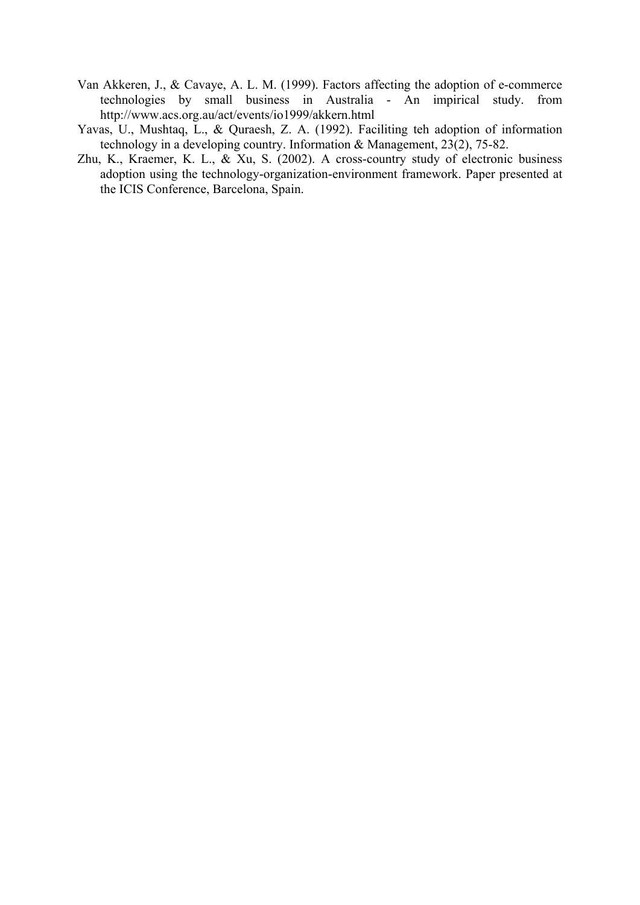Van Akkeren, J., & Cavaye, A. L. M. (1999). Factors affecting the adoption of e-commerce technologies by small business in Australia - An impirical study. from http://www.acs.org.au/act/events/io1999/akkern.html

Yavas, U., Mushtaq, L., & Quraesh, Z. A. (1992). Faciliting teh adoption of information technology in a developing country. Information & Management, 23(2), 75-82.

Zhu, K., Kraemer, K. L., & Xu, S. (2002). A cross-country study of electronic business adoption using the technology-organization-environment framework. Paper presented at the ICIS Conference, Barcelona, Spain.